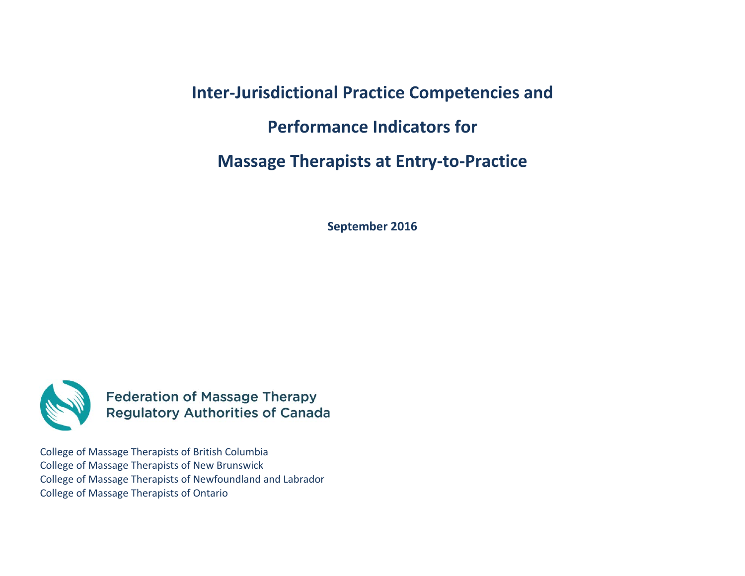# Inter-Jurisdictional Practice Competencies and Performance Indicators for Massage Therapists at Entry-to-Practice

**September 2016**

Federation of Massage Therapy Regulatory Authorities of Canada

College of Massage Therapists of British Columbia
College of Massage Therapists of New Brunswick
College of Massage Therapists of Newfoundland and Labrador
College of Massage Therapists of Ontario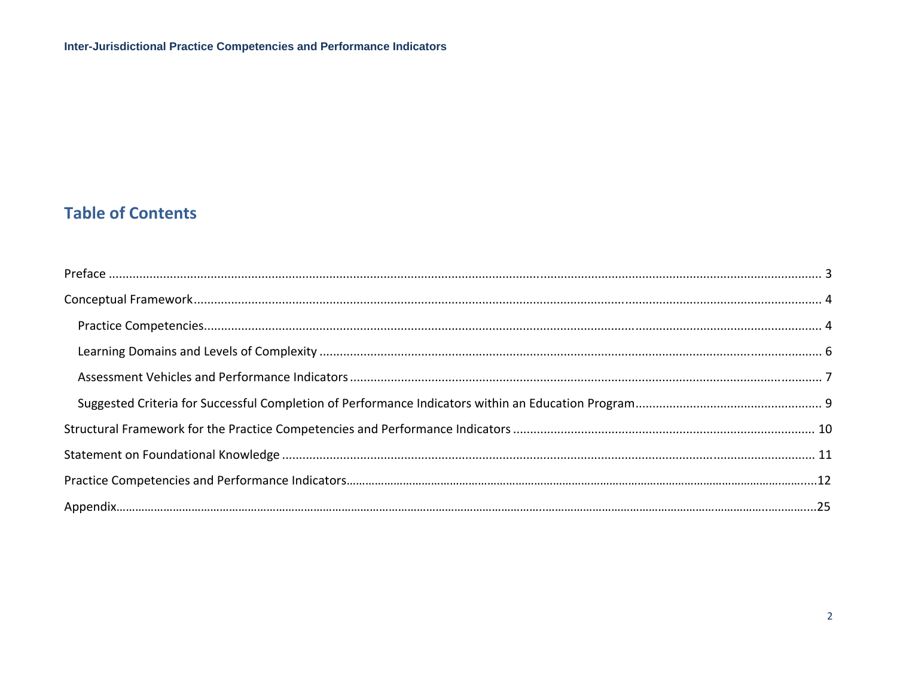## Table of Contents

Preface ........................................................................................................ 3

Conceptual Framework ........................................................................................ 4

- Practice Competencies ........................................................................................ 4
- Learning Domains and Levels of Complexity ........................................................ 6
- Assessment Vehicles and Performance Indicators ................................................ 7
- Suggested Criteria for Successful Completion of Performance Indicators within an Education Program ........ 9

Structural Framework for the Practice Competencies and Performance Indicators ............ 10

Statement on Foundational Knowledge ....................................................................... 11

Practice Competencies and Performance Indicators ...................................................... 12

Appendix ........................................................................................................ 25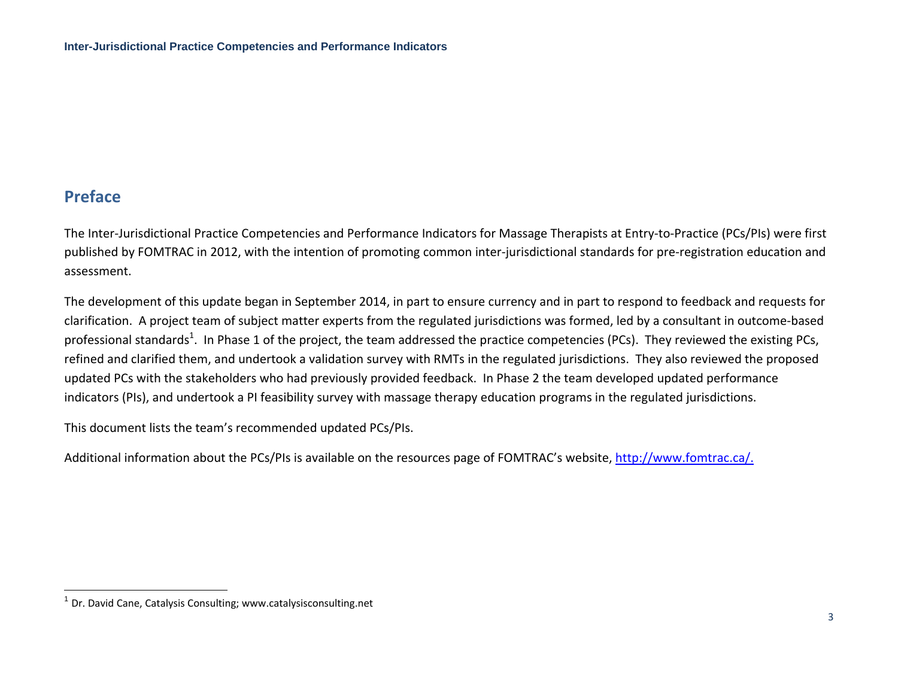## Preface

The Inter-Jurisdictional Practice Competencies and Performance Indicators for Massage Therapists at Entry-to-Practice (PCs/PIs) were first published by FOMTRAC in 2012, with the intention of promoting common inter-jurisdictional standards for pre-registration education and assessment.

The development of this update began in September 2014, in part to ensure currency and in part to respond to feedback and requests for clarification. A project team of subject matter experts from the regulated jurisdictions was formed, led by a consultant in outcome-based professional standards[1]. In Phase 1 of the project, the team addressed the practice competencies (PCs). They reviewed the existing PCs, refined and clarified them, and undertook a validation survey with RMTs in the regulated jurisdictions. They also reviewed the proposed updated PCs with the stakeholders who had previously provided feedback. In Phase 2 the team developed updated performance indicators (PIs), and undertook a PI feasibility survey with massage therapy education programs in the regulated jurisdictions.

This document lists the team's recommended updated PCs/PIs.

Additional information about the PCs/PIs is available on the resources page of FOMTRAC's website, http://www.fomtrac.ca/.

[1] Dr. David Cane, Catalysis Consulting; www.catalysisconsulting.net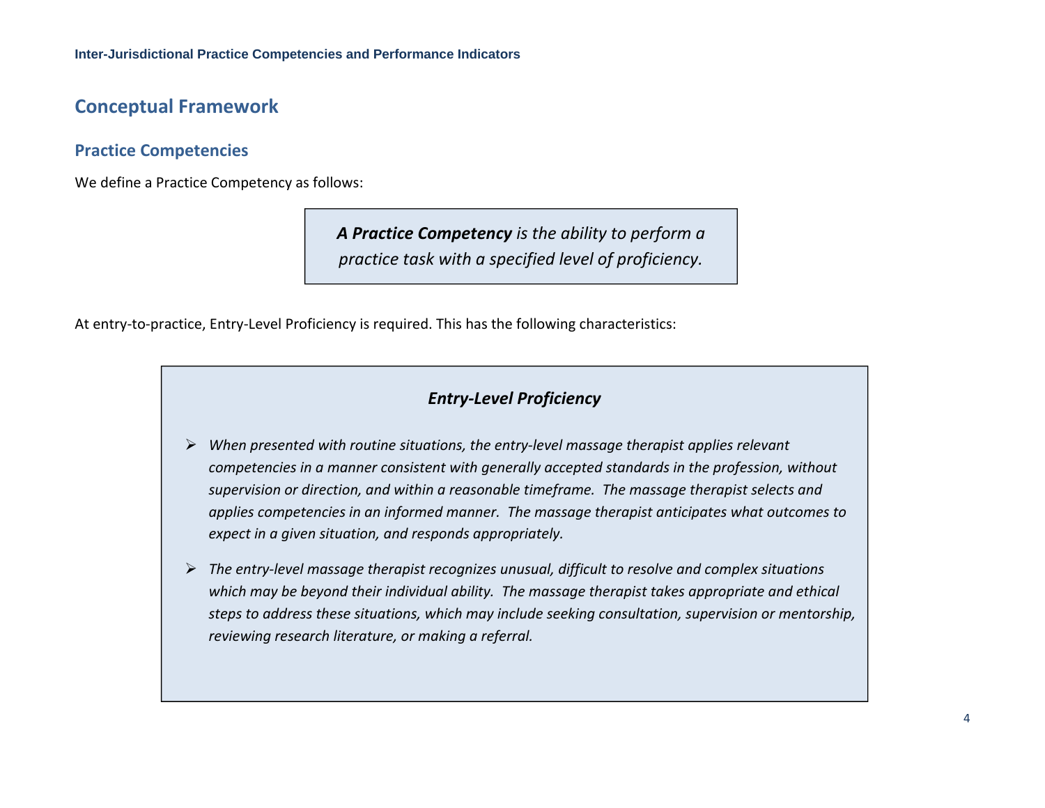## Conceptual Framework

### Practice Competencies

We define a Practice Competency as follows:

> ***A Practice Competency*** *is the ability to perform a practice task with a specified level of proficiency.*

At entry-to-practice, Entry-Level Proficiency is required. This has the following characteristics:

> ***Entry-Level Proficiency***
>
> - *When presented with routine situations, the entry-level massage therapist applies relevant competencies in a manner consistent with generally accepted standards in the profession, without supervision or direction, and within a reasonable timeframe. The massage therapist selects and applies competencies in an informed manner. The massage therapist anticipates what outcomes to expect in a given situation, and responds appropriately.*
> - *The entry-level massage therapist recognizes unusual, difficult to resolve and complex situations which may be beyond their individual ability. The massage therapist takes appropriate and ethical steps to address these situations, which may include seeking consultation, supervision or mentorship, reviewing research literature, or making a referral.*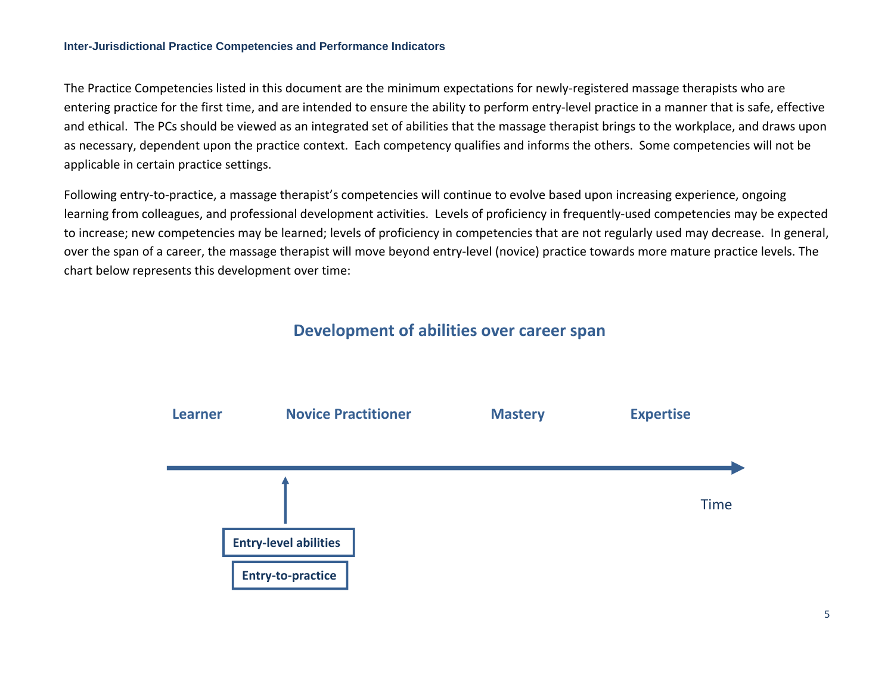The Practice Competencies listed in this document are the minimum expectations for newly-registered massage therapists who are entering practice for the first time, and are intended to ensure the ability to perform entry-level practice in a manner that is safe, effective and ethical. The PCs should be viewed as an integrated set of abilities that the massage therapist brings to the workplace, and draws upon as necessary, dependent upon the practice context. Each competency qualifies and informs the others. Some competencies will not be applicable in certain practice settings.

Following entry-to-practice, a massage therapist's competencies will continue to evolve based upon increasing experience, ongoing learning from colleagues, and professional development activities. Levels of proficiency in frequently-used competencies may be expected to increase; new competencies may be learned; levels of proficiency in competencies that are not regularly used may decrease. In general, over the span of a career, the massage therapist will move beyond entry-level (novice) practice towards more mature practice levels. The chart below represents this development over time:

## Development of abilities over career span

**Learner** → **Novice Practitioner** → **Mastery** → **Expertise**

Time

**Entry-level abilities**

**Entry-to-practice**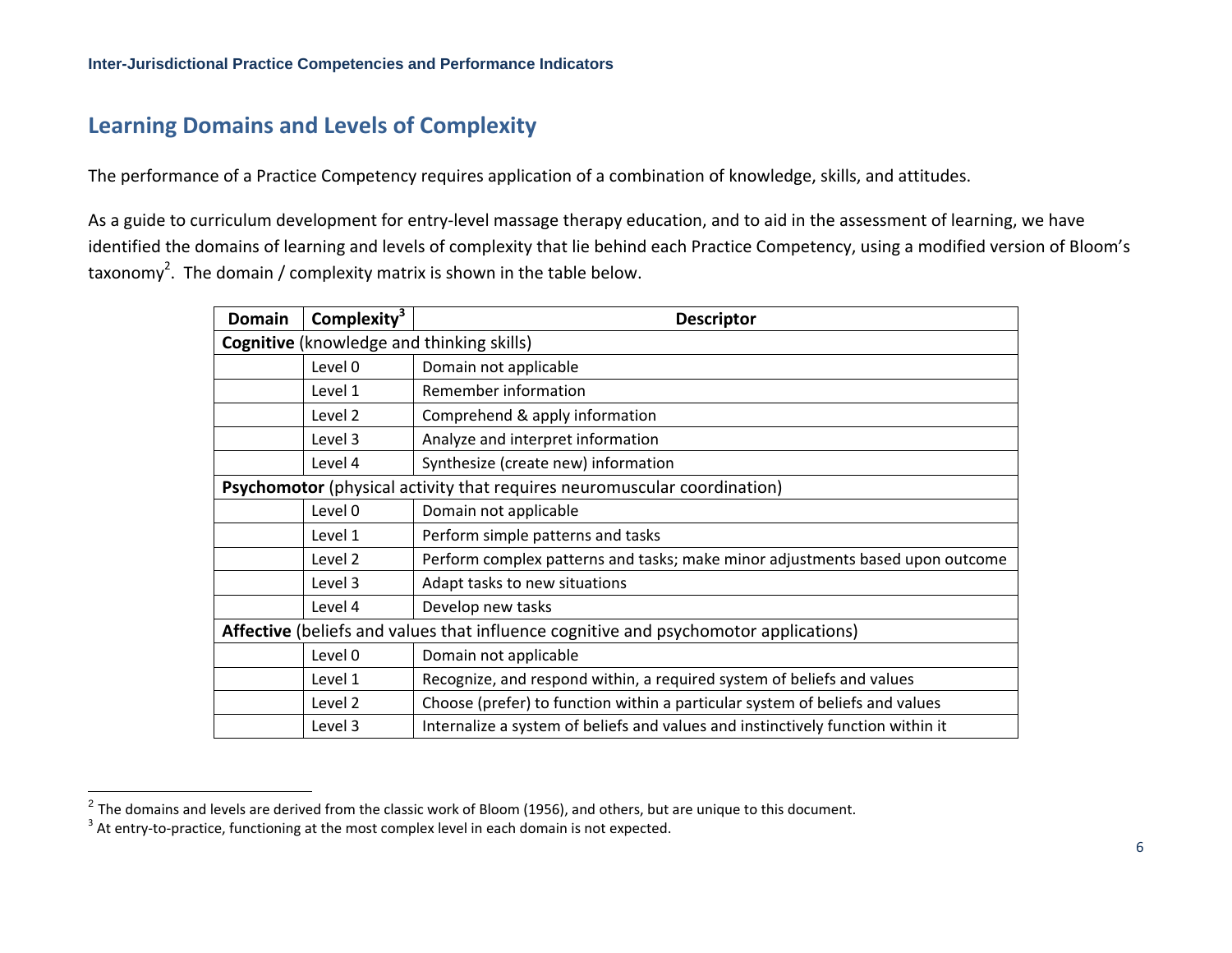## Learning Domains and Levels of Complexity

The performance of a Practice Competency requires application of a combination of knowledge, skills, and attitudes.

As a guide to curriculum development for entry-level massage therapy education, and to aid in the assessment of learning, we have identified the domains of learning and levels of complexity that lie behind each Practice Competency, using a modified version of Bloom's taxonomy[2]. The domain / complexity matrix is shown in the table below.

| Domain | Complexity[3] | Descriptor |
|---|---|---|
| **Cognitive** (knowledge and thinking skills) | | |
| | Level 0 | Domain not applicable |
| | Level 1 | Remember information |
| | Level 2 | Comprehend & apply information |
| | Level 3 | Analyze and interpret information |
| | Level 4 | Synthesize (create new) information |
| **Psychomotor** (physical activity that requires neuromuscular coordination) | | |
| | Level 0 | Domain not applicable |
| | Level 1 | Perform simple patterns and tasks |
| | Level 2 | Perform complex patterns and tasks; make minor adjustments based upon outcome |
| | Level 3 | Adapt tasks to new situations |
| | Level 4 | Develop new tasks |
| **Affective** (beliefs and values that influence cognitive and psychomotor applications) | | |
| | Level 0 | Domain not applicable |
| | Level 1 | Recognize, and respond within, a required system of beliefs and values |
| | Level 2 | Choose (prefer) to function within a particular system of beliefs and values |
| | Level 3 | Internalize a system of beliefs and values and instinctively function within it |

[2] The domains and levels are derived from the classic work of Bloom (1956), and others, but are unique to this document.

[3] At entry-to-practice, functioning at the most complex level in each domain is not expected.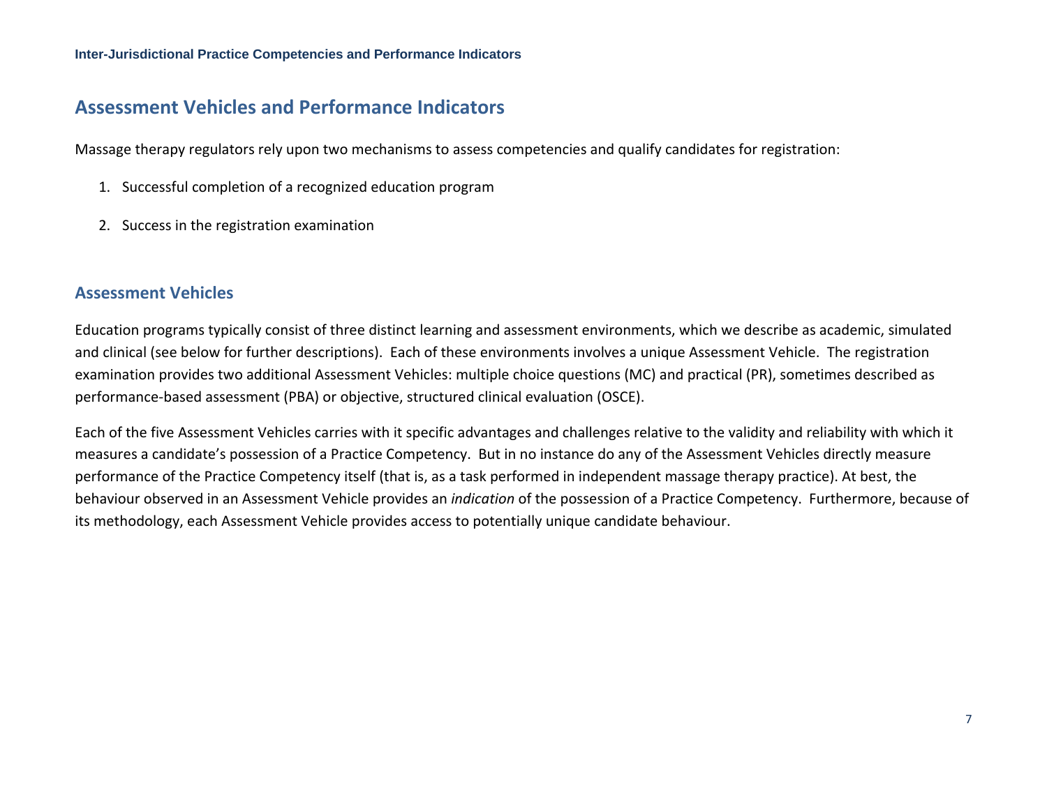## Assessment Vehicles and Performance Indicators

Massage therapy regulators rely upon two mechanisms to assess competencies and qualify candidates for registration:

1. Successful completion of a recognized education program
2. Success in the registration examination

### Assessment Vehicles

Education programs typically consist of three distinct learning and assessment environments, which we describe as academic, simulated and clinical (see below for further descriptions). Each of these environments involves a unique Assessment Vehicle. The registration examination provides two additional Assessment Vehicles: multiple choice questions (MC) and practical (PR), sometimes described as performance-based assessment (PBA) or objective, structured clinical evaluation (OSCE).

Each of the five Assessment Vehicles carries with it specific advantages and challenges relative to the validity and reliability with which it measures a candidate's possession of a Practice Competency. But in no instance do any of the Assessment Vehicles directly measure performance of the Practice Competency itself (that is, as a task performed in independent massage therapy practice). At best, the behaviour observed in an Assessment Vehicle provides an *indication* of the possession of a Practice Competency. Furthermore, because of its methodology, each Assessment Vehicle provides access to potentially unique candidate behaviour.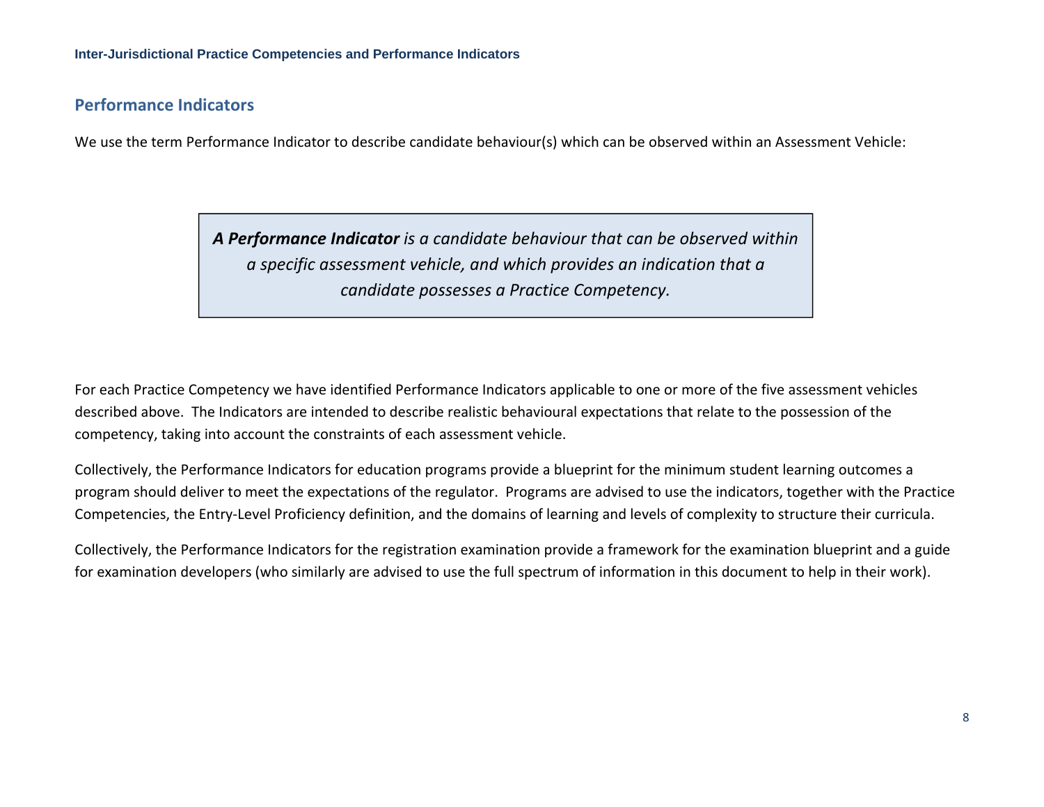## Performance Indicators

We use the term Performance Indicator to describe candidate behaviour(s) which can be observed within an Assessment Vehicle:

> ***A Performance Indicator*** *is a candidate behaviour that can be observed within a specific assessment vehicle, and which provides an indication that a candidate possesses a Practice Competency.*

For each Practice Competency we have identified Performance Indicators applicable to one or more of the five assessment vehicles described above. The Indicators are intended to describe realistic behavioural expectations that relate to the possession of the competency, taking into account the constraints of each assessment vehicle.

Collectively, the Performance Indicators for education programs provide a blueprint for the minimum student learning outcomes a program should deliver to meet the expectations of the regulator. Programs are advised to use the indicators, together with the Practice Competencies, the Entry-Level Proficiency definition, and the domains of learning and levels of complexity to structure their curricula.

Collectively, the Performance Indicators for the registration examination provide a framework for the examination blueprint and a guide for examination developers (who similarly are advised to use the full spectrum of information in this document to help in their work).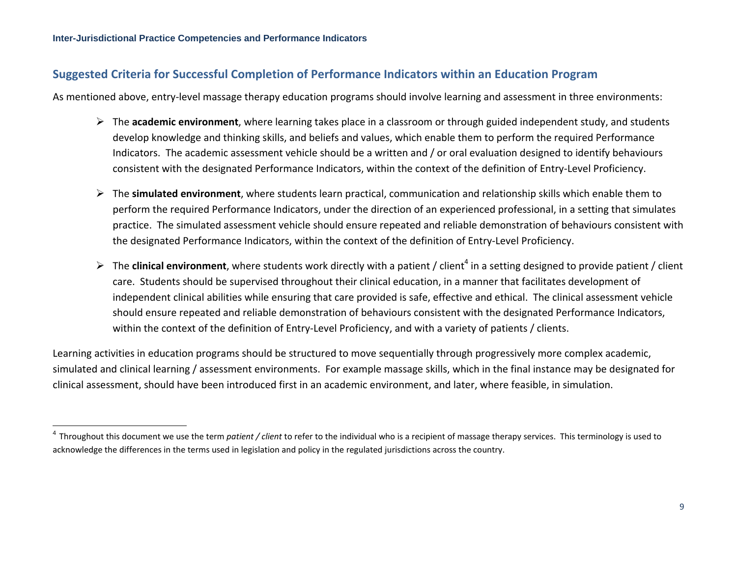## Suggested Criteria for Successful Completion of Performance Indicators within an Education Program

As mentioned above, entry-level massage therapy education programs should involve learning and assessment in three environments:

- The **academic environment**, where learning takes place in a classroom or through guided independent study, and students develop knowledge and thinking skills, and beliefs and values, which enable them to perform the required Performance Indicators. The academic assessment vehicle should be a written and / or oral evaluation designed to identify behaviours consistent with the designated Performance Indicators, within the context of the definition of Entry-Level Proficiency.

- The **simulated environment**, where students learn practical, communication and relationship skills which enable them to perform the required Performance Indicators, under the direction of an experienced professional, in a setting that simulates practice. The simulated assessment vehicle should ensure repeated and reliable demonstration of behaviours consistent with the designated Performance Indicators, within the context of the definition of Entry-Level Proficiency.

- The **clinical environment**, where students work directly with a patient / client[4] in a setting designed to provide patient / client care. Students should be supervised throughout their clinical education, in a manner that facilitates development of independent clinical abilities while ensuring that care provided is safe, effective and ethical. The clinical assessment vehicle should ensure repeated and reliable demonstration of behaviours consistent with the designated Performance Indicators, within the context of the definition of Entry-Level Proficiency, and with a variety of patients / clients.

Learning activities in education programs should be structured to move sequentially through progressively more complex academic, simulated and clinical learning / assessment environments. For example massage skills, which in the final instance may be designated for clinical assessment, should have been introduced first in an academic environment, and later, where feasible, in simulation.

---

[4] Throughout this document we use the term *patient / client* to refer to the individual who is a recipient of massage therapy services. This terminology is used to acknowledge the differences in the terms used in legislation and policy in the regulated jurisdictions across the country.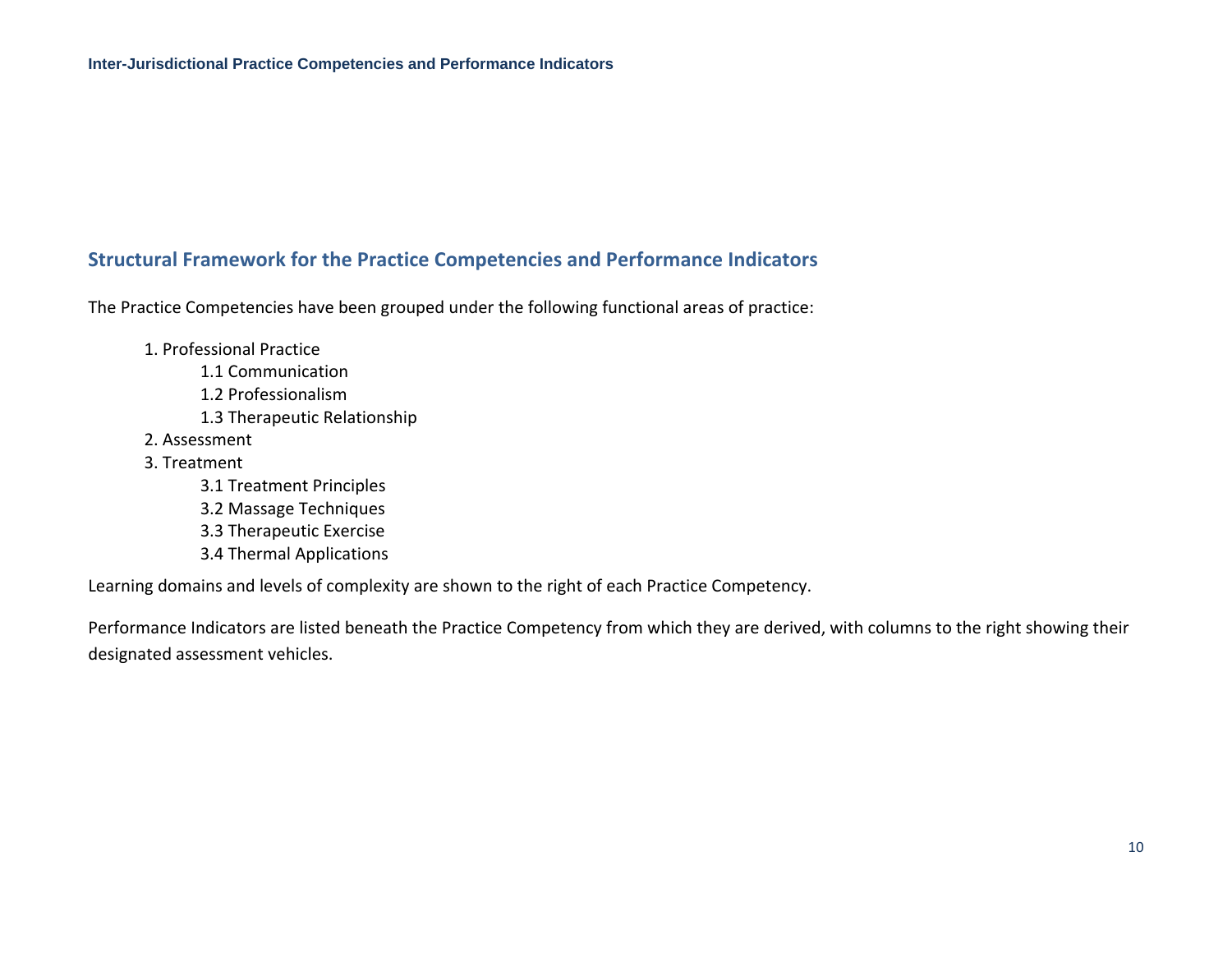## Structural Framework for the Practice Competencies and Performance Indicators

The Practice Competencies have been grouped under the following functional areas of practice:

1. Professional Practice
    - 1.1 Communication
    - 1.2 Professionalism
    - 1.3 Therapeutic Relationship
2. Assessment
3. Treatment
    - 3.1 Treatment Principles
    - 3.2 Massage Techniques
    - 3.3 Therapeutic Exercise
    - 3.4 Thermal Applications

Learning domains and levels of complexity are shown to the right of each Practice Competency.

Performance Indicators are listed beneath the Practice Competency from which they are derived, with columns to the right showing their designated assessment vehicles.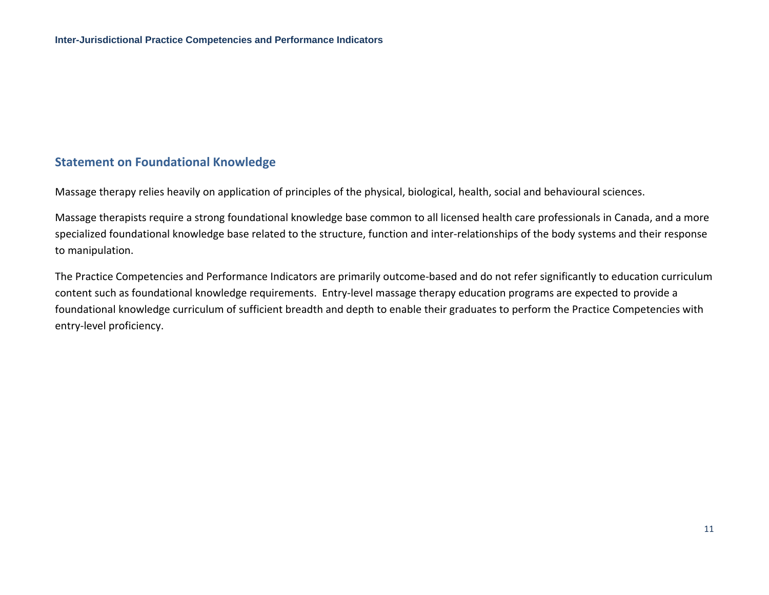## Statement on Foundational Knowledge

Massage therapy relies heavily on application of principles of the physical, biological, health, social and behavioural sciences.

Massage therapists require a strong foundational knowledge base common to all licensed health care professionals in Canada, and a more specialized foundational knowledge base related to the structure, function and inter-relationships of the body systems and their response to manipulation.

The Practice Competencies and Performance Indicators are primarily outcome-based and do not refer significantly to education curriculum content such as foundational knowledge requirements. Entry-level massage therapy education programs are expected to provide a foundational knowledge curriculum of sufficient breadth and depth to enable their graduates to perform the Practice Competencies with entry-level proficiency.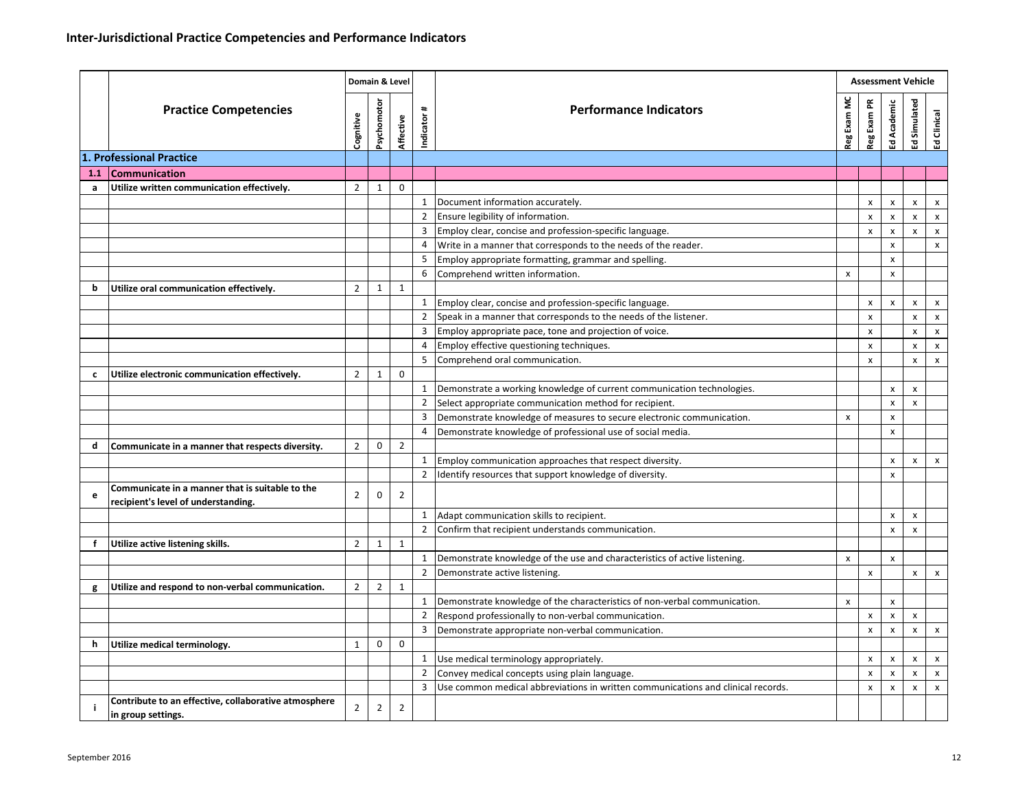## Inter-Jurisdictional Practice Competencies and Performance Indicators

| | Practice Competencies | Domain & Level | | | Indicator # | Performance Indicators | Assessment Vehicle | | | | |
|---|---|---|---|---|---|---|---|---|---|---|---|
| | | Cognitive | Psychomotor | Affective | | | Reg Exam MC | Reg Exam PR | Ed Academic | Ed Simulated | Ed Clinical |
| **1. Professional Practice** | | | | | | | | | | | |
| **1.1** | **Communication** | | | | | | | | | | |
| **a** | **Utilize written communication effectively.** | 2 | 1 | 0 | | | | | | | |
| | | | | | 1 | Document information accurately. | | x | x | x | x |
| | | | | | 2 | Ensure legibility of information. | | x | x | x | x |
| | | | | | 3 | Employ clear, concise and profession-specific language. | | x | x | x | x |
| | | | | | 4 | Write in a manner that corresponds to the needs of the reader. | | | x | | x |
| | | | | | 5 | Employ appropriate formatting, grammar and spelling. | | | x | | |
| | | | | | 6 | Comprehend written information. | x | | x | | |
| **b** | **Utilize oral communication effectively.** | 2 | 1 | 1 | | | | | | | |
| | | | | | 1 | Employ clear, concise and profession-specific language. | | x | x | x | x |
| | | | | | 2 | Speak in a manner that corresponds to the needs of the listener. | | x | | x | x |
| | | | | | 3 | Employ appropriate pace, tone and projection of voice. | | x | | x | x |
| | | | | | 4 | Employ effective questioning techniques. | | x | | x | x |
| | | | | | 5 | Comprehend oral communication. | | x | | x | x |
| **c** | **Utilize electronic communication effectively.** | 2 | 1 | 0 | | | | | | | |
| | | | | | 1 | Demonstrate a working knowledge of current communication technologies. | | | x | x | |
| | | | | | 2 | Select appropriate communication method for recipient. | | | x | x | |
| | | | | | 3 | Demonstrate knowledge of measures to secure electronic communication. | x | | x | | |
| | | | | | 4 | Demonstrate knowledge of professional use of social media. | | | x | | |
| **d** | **Communicate in a manner that respects diversity.** | 2 | 0 | 2 | | | | | | | |
| | | | | | 1 | Employ communication approaches that respect diversity. | | | x | x | x |
| | | | | | 2 | Identify resources that support knowledge of diversity. | | | x | | |
| **e** | **Communicate in a manner that is suitable to the recipient's level of understanding.** | 2 | 0 | 2 | | | | | | | |
| | | | | | 1 | Adapt communication skills to recipient. | | | x | x | |
| | | | | | 2 | Confirm that recipient understands communication. | | | x | x | |
| **f** | **Utilize active listening skills.** | 2 | 1 | 1 | | | | | | | |
| | | | | | 1 | Demonstrate knowledge of the use and characteristics of active listening. | x | | x | | |
| | | | | | 2 | Demonstrate active listening. | | x | | x | x |
| **g** | **Utilize and respond to non-verbal communication.** | 2 | 2 | 1 | | | | | | | |
| | | | | | 1 | Demonstrate knowledge of the characteristics of non-verbal communication. | x | | x | | |
| | | | | | 2 | Respond professionally to non-verbal communication. | | x | x | x | |
| | | | | | 3 | Demonstrate appropriate non-verbal communication. | | x | x | x | x |
| **h** | **Utilize medical terminology.** | 1 | 0 | 0 | | | | | | | |
| | | | | | 1 | Use medical terminology appropriately. | | x | x | x | x |
| | | | | | 2 | Convey medical concepts using plain language. | | x | x | x | x |
| | | | | | 3 | Use common medical abbreviations in written communications and clinical records. | | x | x | x | x |
| **i** | **Contribute to an effective, collaborative atmosphere in group settings.** | 2 | 2 | 2 | | | | | | | |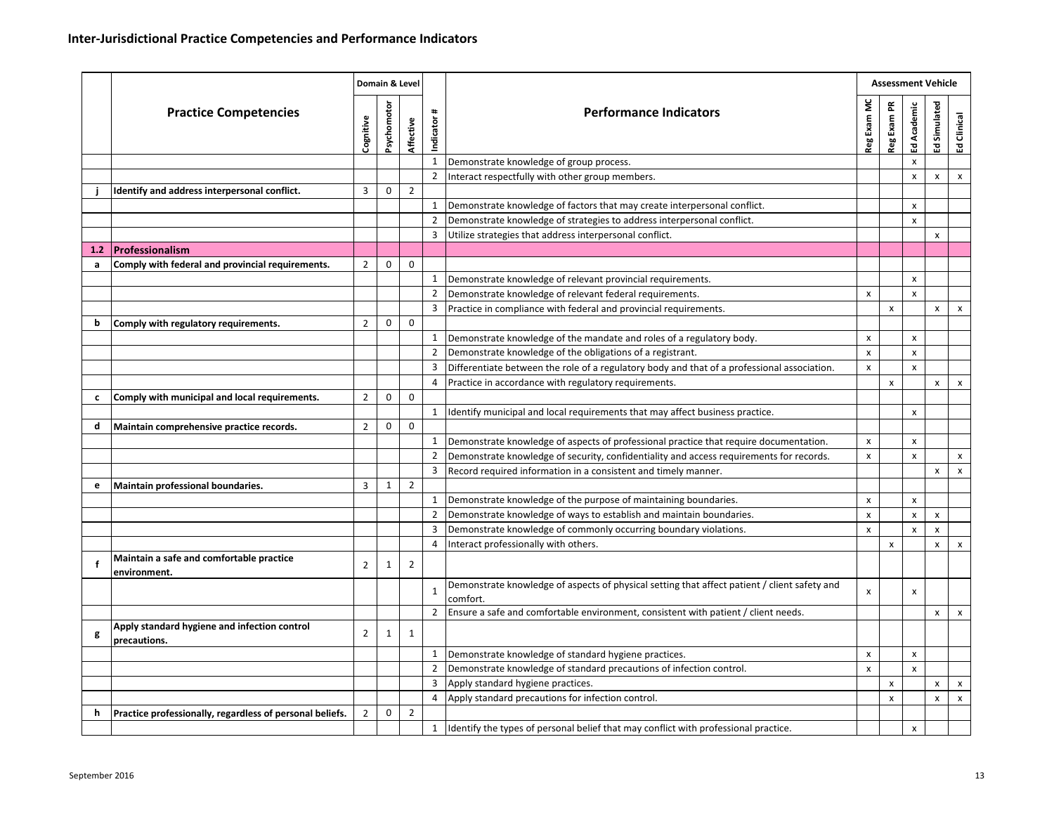## Inter-Jurisdictional Practice Competencies and Performance Indicators

| | Practice Competencies | Domain & Level | | | Indicator # | Performance Indicators | Assessment Vehicle | | | | |
|---|---|---|---|---|---|---|---|---|---|---|---|
| | | Cognitive | Psychomotor | Affective | | | Reg Exam MC | Reg Exam PR | Ed Academic | Ed Simulated | Ed Clinical |
| | | | | | 1 | Demonstrate knowledge of group process. | | | x | | |
| | | | | | 2 | Interact respectfully with other group members. | | | x | x | x |
| **j** | **Identify and address interpersonal conflict.** | 3 | 0 | 2 | | | | | | | |
| | | | | | 1 | Demonstrate knowledge of factors that may create interpersonal conflict. | | | x | | |
| | | | | | 2 | Demonstrate knowledge of strategies to address interpersonal conflict. | | | x | | |
| | | | | | 3 | Utilize strategies that address interpersonal conflict. | | | | x | |
| **1.2** | **Professionalism** | | | | | | | | | | |
| **a** | **Comply with federal and provincial requirements.** | 2 | 0 | 0 | | | | | | | |
| | | | | | 1 | Demonstrate knowledge of relevant provincial requirements. | | | x | | |
| | | | | | 2 | Demonstrate knowledge of relevant federal requirements. | x | | x | | |
| | | | | | 3 | Practice in compliance with federal and provincial requirements. | | x | | x | x |
| **b** | **Comply with regulatory requirements.** | 2 | 0 | 0 | | | | | | | |
| | | | | | 1 | Demonstrate knowledge of the mandate and roles of a regulatory body. | x | | x | | |
| | | | | | 2 | Demonstrate knowledge of the obligations of a registrant. | x | | x | | |
| | | | | | 3 | Differentiate between the role of a regulatory body and that of a professional association. | x | | x | | |
| | | | | | 4 | Practice in accordance with regulatory requirements. | | x | | x | x |
| **c** | **Comply with municipal and local requirements.** | 2 | 0 | 0 | | | | | | | |
| | | | | | 1 | Identify municipal and local requirements that may affect business practice. | | | x | | |
| **d** | **Maintain comprehensive practice records.** | 2 | 0 | 0 | | | | | | | |
| | | | | | 1 | Demonstrate knowledge of aspects of professional practice that require documentation. | x | | x | | |
| | | | | | 2 | Demonstrate knowledge of security, confidentiality and access requirements for records. | x | | x | | x |
| | | | | | 3 | Record required information in a consistent and timely manner. | | | | x | x |
| **e** | **Maintain professional boundaries.** | 3 | 1 | 2 | | | | | | | |
| | | | | | 1 | Demonstrate knowledge of the purpose of maintaining boundaries. | x | | x | | |
| | | | | | 2 | Demonstrate knowledge of ways to establish and maintain boundaries. | x | | x | x | |
| | | | | | 3 | Demonstrate knowledge of commonly occurring boundary violations. | x | | x | x | |
| | | | | | 4 | Interact professionally with others. | | x | | x | x |
| **f** | **Maintain a safe and comfortable practice environment.** | 2 | 1 | 2 | | | | | | | |
| | | | | | 1 | Demonstrate knowledge of aspects of physical setting that affect patient / client safety and comfort. | x | | x | | |
| | | | | | 2 | Ensure a safe and comfortable environment, consistent with patient / client needs. | | | | x | x |
| **g** | **Apply standard hygiene and infection control precautions.** | 2 | 1 | 1 | | | | | | | |
| | | | | | 1 | Demonstrate knowledge of standard hygiene practices. | x | | x | | |
| | | | | | 2 | Demonstrate knowledge of standard precautions of infection control. | x | | x | | |
| | | | | | 3 | Apply standard hygiene practices. | | x | | x | x |
| | | | | | 4 | Apply standard precautions for infection control. | | x | | x | x |
| **h** | **Practice professionally, regardless of personal beliefs.** | 2 | 0 | 2 | | | | | | | |
| | | | | | 1 | Identify the types of personal belief that may conflict with professional practice. | | | x | | |

September 2016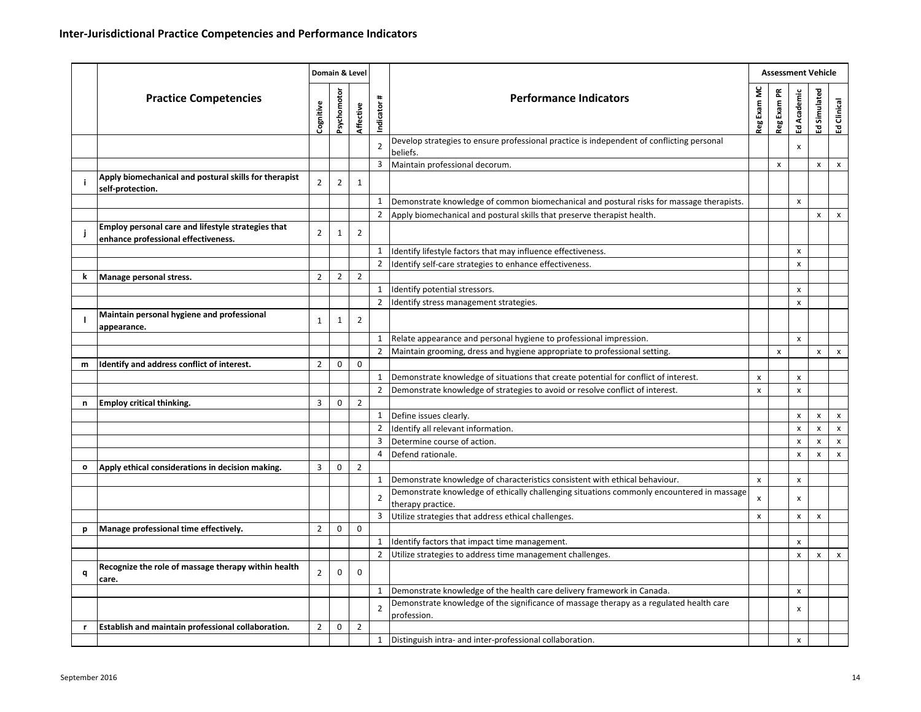## Inter-Jurisdictional Practice Competencies and Performance Indicators

| | Practice Competencies | Domain & Level | | | Indicator # | Performance Indicators | Assessment Vehicle | | | | |
|---|---|---|---|---|---|---|---|---|---|---|---|
| | | Cognitive | Psychomotor | Affective | | | Reg Exam MC | Reg Exam PR | Ed Academic | Ed Simulated | Ed Clinical |
| | | | | | 2 | Develop strategies to ensure professional practice is independent of conflicting personal beliefs. | | | x | | |
| | | | | | 3 | Maintain professional decorum. | | x | | x | x |
| **i** | **Apply biomechanical and postural skills for therapist self-protection.** | 2 | 2 | 1 | | | | | | | |
| | | | | | 1 | Demonstrate knowledge of common biomechanical and postural risks for massage therapists. | | | x | | |
| | | | | | 2 | Apply biomechanical and postural skills that preserve therapist health. | | | | x | x |
| **j** | **Employ personal care and lifestyle strategies that enhance professional effectiveness.** | 2 | 1 | 2 | | | | | | | |
| | | | | | 1 | Identify lifestyle factors that may influence effectiveness. | | | x | | |
| | | | | | 2 | Identify self-care strategies to enhance effectiveness. | | | x | | |
| **k** | **Manage personal stress.** | 2 | 2 | 2 | | | | | | | |
| | | | | | 1 | Identify potential stressors. | | | x | | |
| | | | | | 2 | Identify stress management strategies. | | | x | | |
| **l** | **Maintain personal hygiene and professional appearance.** | 1 | 1 | 2 | | | | | | | |
| | | | | | 1 | Relate appearance and personal hygiene to professional impression. | | | x | | |
| | | | | | 2 | Maintain grooming, dress and hygiene appropriate to professional setting. | | x | | x | x |
| **m** | **Identify and address conflict of interest.** | 2 | 0 | 0 | | | | | | | |
| | | | | | 1 | Demonstrate knowledge of situations that create potential for conflict of interest. | x | | x | | |
| | | | | | 2 | Demonstrate knowledge of strategies to avoid or resolve conflict of interest. | x | | x | | |
| **n** | **Employ critical thinking.** | 3 | 0 | 2 | | | | | | | |
| | | | | | 1 | Define issues clearly. | | | x | x | x |
| | | | | | 2 | Identify all relevant information. | | | x | x | x |
| | | | | | 3 | Determine course of action. | | | x | x | x |
| | | | | | 4 | Defend rationale. | | | x | x | x |
| **o** | **Apply ethical considerations in decision making.** | 3 | 0 | 2 | | | | | | | |
| | | | | | 1 | Demonstrate knowledge of characteristics consistent with ethical behaviour. | x | | x | | |
| | | | | | 2 | Demonstrate knowledge of ethically challenging situations commonly encountered in massage therapy practice. | x | | x | | |
| | | | | | 3 | Utilize strategies that address ethical challenges. | x | | x | x | |
| **p** | **Manage professional time effectively.** | 2 | 0 | 0 | | | | | | | |
| | | | | | 1 | Identify factors that impact time management. | | | x | | |
| | | | | | 2 | Utilize strategies to address time management challenges. | | | x | x | x |
| **q** | **Recognize the role of massage therapy within health care.** | 2 | 0 | 0 | | | | | | | |
| | | | | | 1 | Demonstrate knowledge of the health care delivery framework in Canada. | | | x | | |
| | | | | | 2 | Demonstrate knowledge of the significance of massage therapy as a regulated health care profession. | | | x | | |
| **r** | **Establish and maintain professional collaboration.** | 2 | 0 | 2 | | | | | | | |
| | | | | | 1 | Distinguish intra- and inter-professional collaboration. | | | x | | |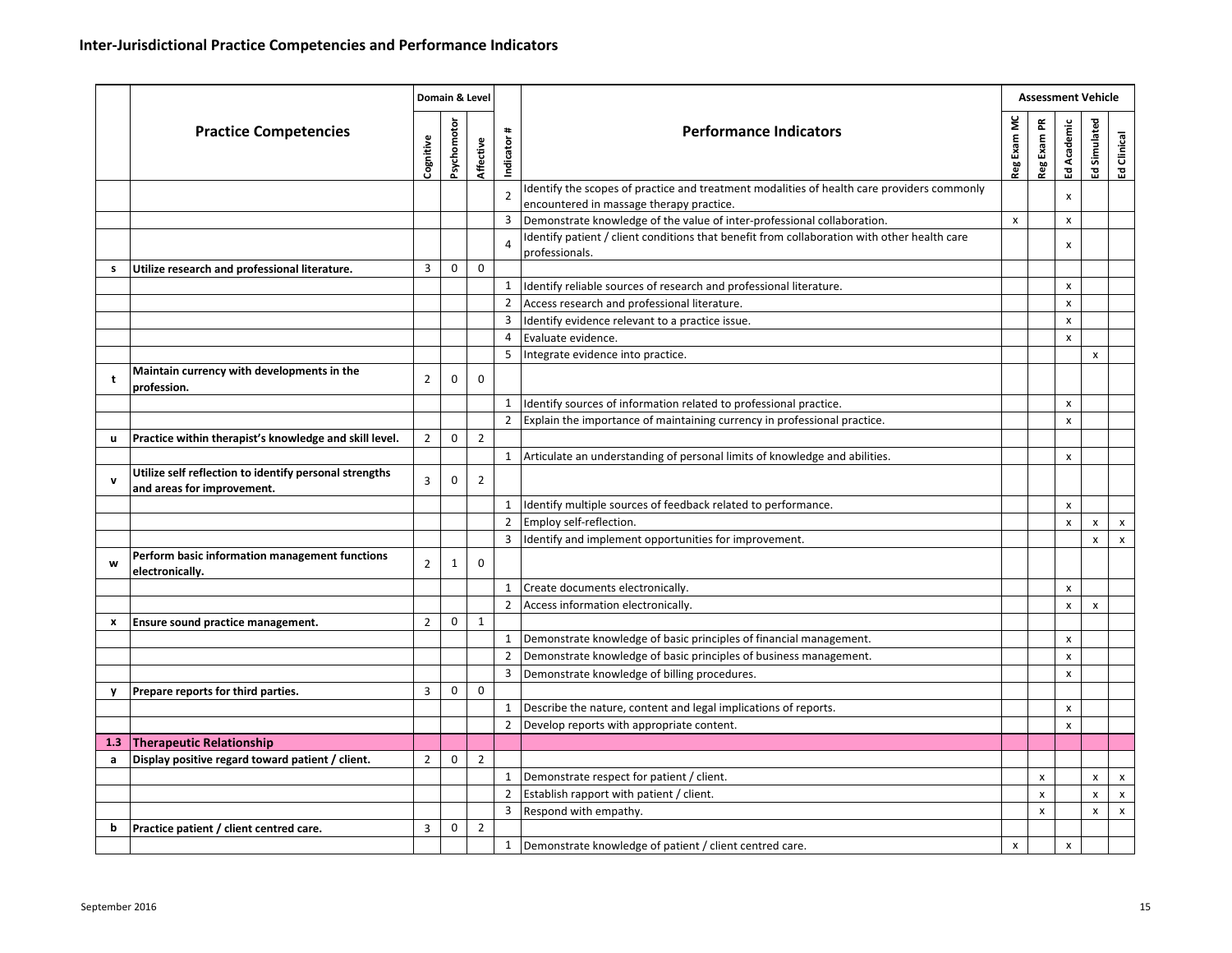## Inter-Jurisdictional Practice Competencies and Performance Indicators

| | Practice Competencies | Domain & Level | | | Indicator # | Performance Indicators | Assessment Vehicle | | | | |
|---|---|---|---|---|---|---|---|---|---|---|---|
| | | Cognitive | Psychomotor | Affective | | | Reg Exam MC | Reg Exam PR | Ed Academic | Ed Simulated | Ed Clinical |
| | | | | | 2 | Identify the scopes of practice and treatment modalities of health care providers commonly encountered in massage therapy practice. | | | x | | |
| | | | | | 3 | Demonstrate knowledge of the value of inter-professional collaboration. | x | | x | | |
| | | | | | 4 | Identify patient / client conditions that benefit from collaboration with other health care professionals. | | | x | | |
| **s** | **Utilize research and professional literature.** | 3 | 0 | 0 | | | | | | | |
| | | | | | 1 | Identify reliable sources of research and professional literature. | | | x | | |
| | | | | | 2 | Access research and professional literature. | | | x | | |
| | | | | | 3 | Identify evidence relevant to a practice issue. | | | x | | |
| | | | | | 4 | Evaluate evidence. | | | x | | |
| | | | | | 5 | Integrate evidence into practice. | | | | x | |
| **t** | **Maintain currency with developments in the profession.** | 2 | 0 | 0 | | | | | | | |
| | | | | | 1 | Identify sources of information related to professional practice. | | | x | | |
| | | | | | 2 | Explain the importance of maintaining currency in professional practice. | | | x | | |
| **u** | **Practice within therapist's knowledge and skill level.** | 2 | 0 | 2 | | | | | | | |
| | | | | | 1 | Articulate an understanding of personal limits of knowledge and abilities. | | | x | | |
| **v** | **Utilize self reflection to identify personal strengths and areas for improvement.** | 3 | 0 | 2 | | | | | | | |
| | | | | | 1 | Identify multiple sources of feedback related to performance. | | | x | | |
| | | | | | 2 | Employ self-reflection. | | | x | x | x |
| | | | | | 3 | Identify and implement opportunities for improvement. | | | | x | x |
| **w** | **Perform basic information management functions electronically.** | 2 | 1 | 0 | | | | | | | |
| | | | | | 1 | Create documents electronically. | | | x | | |
| | | | | | 2 | Access information electronically. | | | x | x | |
| **x** | **Ensure sound practice management.** | 2 | 0 | 1 | | | | | | | |
| | | | | | 1 | Demonstrate knowledge of basic principles of financial management. | | | x | | |
| | | | | | 2 | Demonstrate knowledge of basic principles of business management. | | | x | | |
| | | | | | 3 | Demonstrate knowledge of billing procedures. | | | x | | |
| **y** | **Prepare reports for third parties.** | 3 | 0 | 0 | | | | | | | |
| | | | | | 1 | Describe the nature, content and legal implications of reports. | | | x | | |
| | | | | | 2 | Develop reports with appropriate content. | | | x | | |
| **1.3** | **Therapeutic Relationship** | | | | | | | | | | |
| **a** | **Display positive regard toward patient / client.** | 2 | 0 | 2 | | | | | | | |
| | | | | | 1 | Demonstrate respect for patient / client. | | x | | x | x |
| | | | | | 2 | Establish rapport with patient / client. | | x | | x | x |
| | | | | | 3 | Respond with empathy. | | x | | x | x |
| **b** | **Practice patient / client centred care.** | 3 | 0 | 2 | | | | | | | |
| | | | | | 1 | Demonstrate knowledge of patient / client centred care. | x | | x | | |

September 2016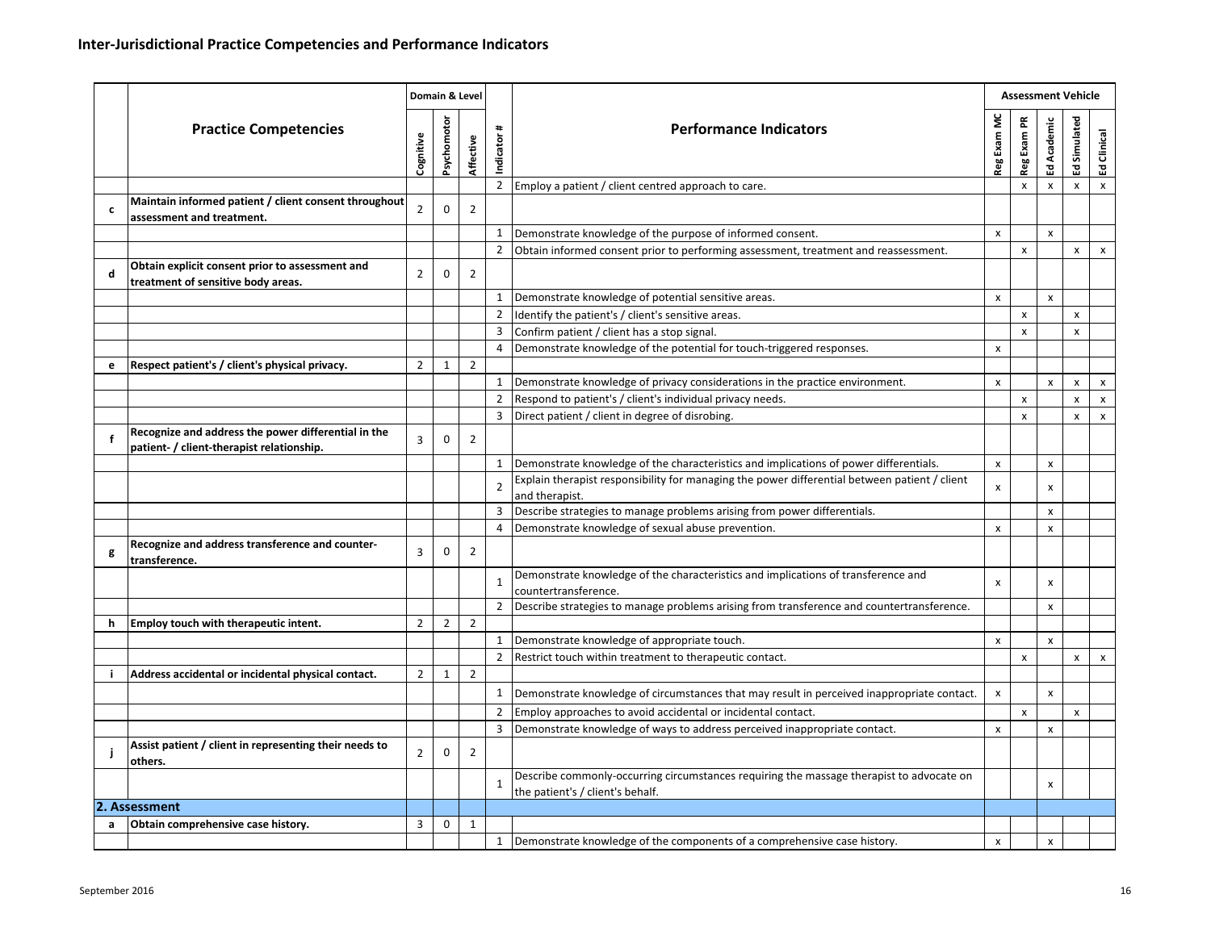## Inter-Jurisdictional Practice Competencies and Performance Indicators

| | Practice Competencies | Domain & Level | | | Indicator # | Performance Indicators | Assessment Vehicle | | | | |
|---|---|---|---|---|---|---|---|---|---|---|---|
| | | Cognitive | Psychomotor | Affective | | | Reg Exam MC | Reg Exam PR | Ed Academic | Ed Simulated | Ed Clinical |
| | | | | | 2 | Employ a patient / client centred approach to care. | | x | x | x | x |
| **c** | **Maintain informed patient / client consent throughout assessment and treatment.** | 2 | 0 | 2 | | | | | | | |
| | | | | | 1 | Demonstrate knowledge of the purpose of informed consent. | x | | x | | |
| | | | | | 2 | Obtain informed consent prior to performing assessment, treatment and reassessment. | | x | | x | x |
| **d** | **Obtain explicit consent prior to assessment and treatment of sensitive body areas.** | 2 | 0 | 2 | | | | | | | |
| | | | | | 1 | Demonstrate knowledge of potential sensitive areas. | x | | x | | |
| | | | | | 2 | Identify the patient's / client's sensitive areas. | | x | | x | |
| | | | | | 3 | Confirm patient / client has a stop signal. | | x | | x | |
| | | | | | 4 | Demonstrate knowledge of the potential for touch-triggered responses. | x | | | | |
| **e** | **Respect patient's / client's physical privacy.** | 2 | 1 | 2 | | | | | | | |
| | | | | | 1 | Demonstrate knowledge of privacy considerations in the practice environment. | x | | x | x | x |
| | | | | | 2 | Respond to patient's / client's individual privacy needs. | | x | | x | x |
| | | | | | 3 | Direct patient / client in degree of disrobing. | | x | | x | x |
| **f** | **Recognize and address the power differential in the patient- / client-therapist relationship.** | 3 | 0 | 2 | | | | | | | |
| | | | | | 1 | Demonstrate knowledge of the characteristics and implications of power differentials. | x | | x | | |
| | | | | | 2 | Explain therapist responsibility for managing the power differential between patient / client and therapist. | x | | x | | |
| | | | | | 3 | Describe strategies to manage problems arising from power differentials. | | | x | | |
| | | | | | 4 | Demonstrate knowledge of sexual abuse prevention. | x | | x | | |
| **g** | **Recognize and address transference and counter-transference.** | 3 | 0 | 2 | | | | | | | |
| | | | | | 1 | Demonstrate knowledge of the characteristics and implications of transference and countertransference. | x | | x | | |
| | | | | | 2 | Describe strategies to manage problems arising from transference and countertransference. | | | x | | |
| **h** | **Employ touch with therapeutic intent.** | 2 | 2 | 2 | | | | | | | |
| | | | | | 1 | Demonstrate knowledge of appropriate touch. | x | | x | | |
| | | | | | 2 | Restrict touch within treatment to therapeutic contact. | | x | | x | x |
| **i** | **Address accidental or incidental physical contact.** | 2 | 1 | 2 | | | | | | | |
| | | | | | 1 | Demonstrate knowledge of circumstances that may result in perceived inappropriate contact. | x | | x | | |
| | | | | | 2 | Employ approaches to avoid accidental or incidental contact. | | x | | x | |
| | | | | | 3 | Demonstrate knowledge of ways to address perceived inappropriate contact. | x | | x | | |
| **j** | **Assist patient / client in representing their needs to others.** | 2 | 0 | 2 | | | | | | | |
| | | | | | 1 | Describe commonly-occurring circumstances requiring the massage therapist to advocate on the patient's / client's behalf. | | | x | | |
| **2. Assessment** | | | | | | | | | | | |
| **a** | **Obtain comprehensive case history.** | 3 | 0 | 1 | | | | | | | |
| | | | | | 1 | Demonstrate knowledge of the components of a comprehensive case history. | x | | x | | |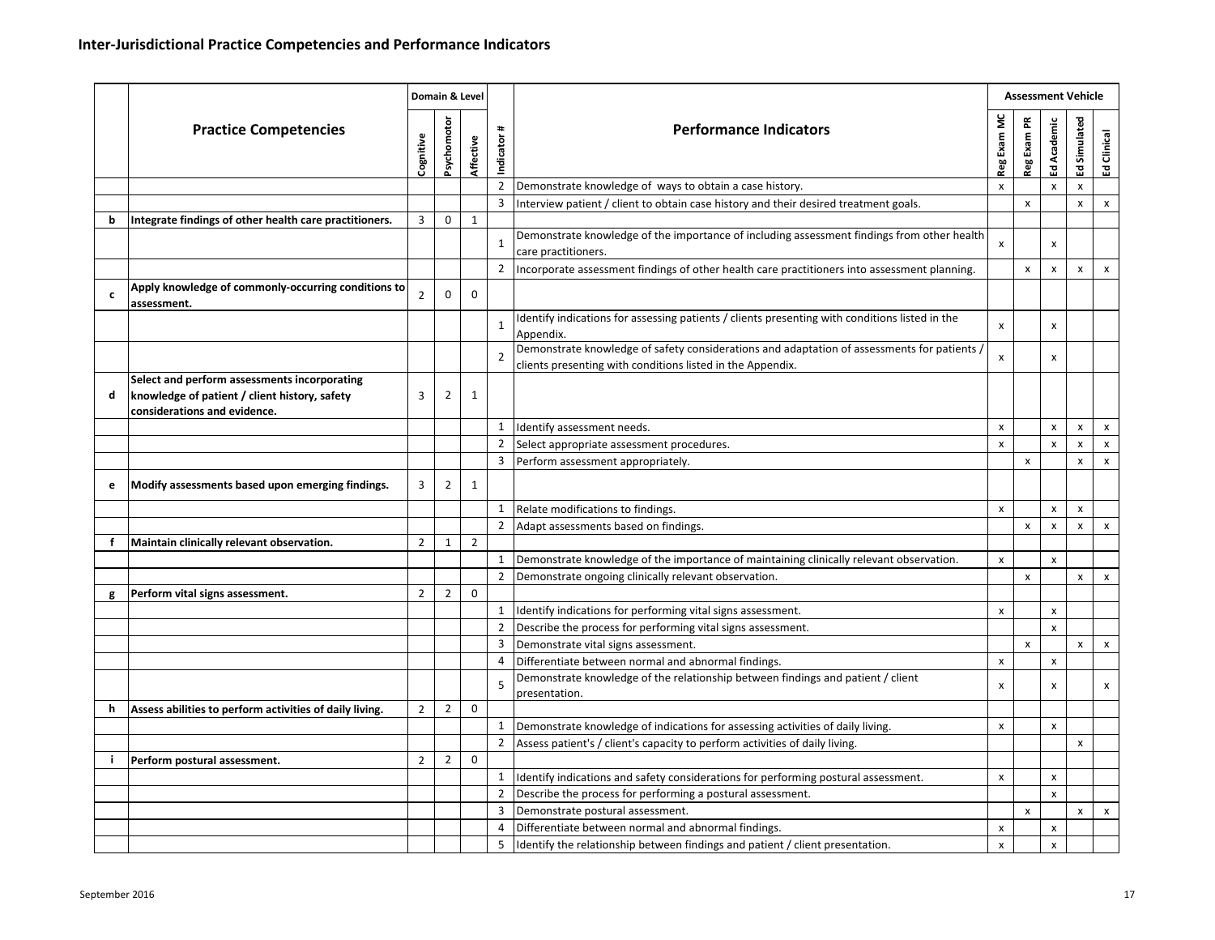## Inter-Jurisdictional Practice Competencies and Performance Indicators

| | Practice Competencies | Domain & Level | | | Indicator # | Performance Indicators | Assessment Vehicle | | | | |
|---|---|---|---|---|---|---|---|---|---|---|---|
| | | Cognitive | Psychomotor | Affective | | | Reg Exam MC | Reg Exam PR | Ed Academic | Ed Simulated | Ed Clinical |
| | | | | | 2 | Demonstrate knowledge of ways to obtain a case history. | x | | x | x | |
| | | | | | 3 | Interview patient / client to obtain case history and their desired treatment goals. | | x | | x | x |
| **b** | **Integrate findings of other health care practitioners.** | 3 | 0 | 1 | | | | | | | |
| | | | | | 1 | Demonstrate knowledge of the importance of including assessment findings from other health care practitioners. | x | | x | | |
| | | | | | 2 | Incorporate assessment findings of other health care practitioners into assessment planning. | | x | x | x | x |
| **c** | **Apply knowledge of commonly-occurring conditions to assessment.** | 2 | 0 | 0 | | | | | | | |
| | | | | | 1 | Identify indications for assessing patients / clients presenting with conditions listed in the Appendix. | x | | x | | |
| | | | | | 2 | Demonstrate knowledge of safety considerations and adaptation of assessments for patients / clients presenting with conditions listed in the Appendix. | x | | x | | |
| **d** | **Select and perform assessments incorporating knowledge of patient / client history, safety considerations and evidence.** | 3 | 2 | 1 | | | | | | | |
| | | | | | 1 | Identify assessment needs. | x | | x | x | x |
| | | | | | 2 | Select appropriate assessment procedures. | x | | x | x | x |
| | | | | | 3 | Perform assessment appropriately. | | x | | x | x |
| **e** | **Modify assessments based upon emerging findings.** | 3 | 2 | 1 | | | | | | | |
| | | | | | 1 | Relate modifications to findings. | x | | x | x | |
| | | | | | 2 | Adapt assessments based on findings. | | x | x | x | x |
| **f** | **Maintain clinically relevant observation.** | 2 | 1 | 2 | | | | | | | |
| | | | | | 1 | Demonstrate knowledge of the importance of maintaining clinically relevant observation. | x | | x | | |
| | | | | | 2 | Demonstrate ongoing clinically relevant observation. | | x | | x | x |
| **g** | **Perform vital signs assessment.** | 2 | 2 | 0 | | | | | | | |
| | | | | | 1 | Identify indications for performing vital signs assessment. | x | | x | | |
| | | | | | 2 | Describe the process for performing vital signs assessment. | | | x | | |
| | | | | | 3 | Demonstrate vital signs assessment. | | x | | x | x |
| | | | | | 4 | Differentiate between normal and abnormal findings. | x | | x | | |
| | | | | | 5 | Demonstrate knowledge of the relationship between findings and patient / client presentation. | x | | x | | x |
| **h** | **Assess abilities to perform activities of daily living.** | 2 | 2 | 0 | | | | | | | |
| | | | | | 1 | Demonstrate knowledge of indications for assessing activities of daily living. | x | | x | | |
| | | | | | 2 | Assess patient's / client's capacity to perform activities of daily living. | | | | x | |
| **i** | **Perform postural assessment.** | 2 | 2 | 0 | | | | | | | |
| | | | | | 1 | Identify indications and safety considerations for performing postural assessment. | x | | x | | |
| | | | | | 2 | Describe the process for performing a postural assessment. | | | x | | |
| | | | | | 3 | Demonstrate postural assessment. | | x | | x | x |
| | | | | | 4 | Differentiate between normal and abnormal findings. | x | | x | | |
| | | | | | 5 | Identify the relationship between findings and patient / client presentation. | x | | x | | |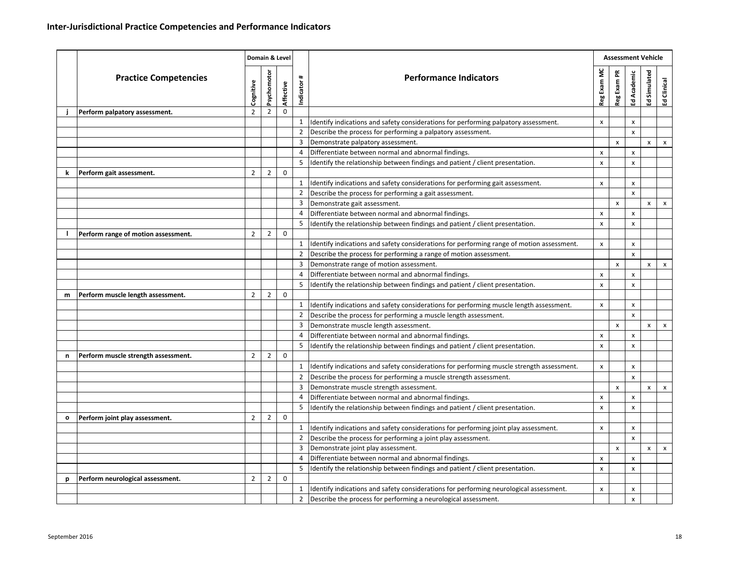## Inter-Jurisdictional Practice Competencies and Performance Indicators

| | Practice Competencies | Domain & Level | | | Indicator # | Performance Indicators | Assessment Vehicle | | | | |
|---|---|---|---|---|---|---|---|---|---|---|---|
| | | Cognitive | Psychomotor | Affective | | | Reg Exam MC | Reg Exam PR | Ed Academic | Ed Simulated | Ed Clinical |
| j | Perform palpatory assessment. | 2 | 2 | 0 | | | | | | | |
| | | | | | 1 | Identify indications and safety considerations for performing palpatory assessment. | x | | x | | |
| | | | | | 2 | Describe the process for performing a palpatory assessment. | | | x | | |
| | | | | | 3 | Demonstrate palpatory assessment. | | x | | x | x |
| | | | | | 4 | Differentiate between normal and abnormal findings. | x | | x | | |
| | | | | | 5 | Identify the relationship between findings and patient / client presentation. | x | | x | | |
| k | Perform gait assessment. | 2 | 2 | 0 | | | | | | | |
| | | | | | 1 | Identify indications and safety considerations for performing gait assessment. | x | | x | | |
| | | | | | 2 | Describe the process for performing a gait assessment. | | | x | | |
| | | | | | 3 | Demonstrate gait assessment. | | x | | x | x |
| | | | | | 4 | Differentiate between normal and abnormal findings. | x | | x | | |
| | | | | | 5 | Identify the relationship between findings and patient / client presentation. | x | | x | | |
| l | Perform range of motion assessment. | 2 | 2 | 0 | | | | | | | |
| | | | | | 1 | Identify indications and safety considerations for performing range of motion assessment. | x | | x | | |
| | | | | | 2 | Describe the process for performing a range of motion assessment. | | | x | | |
| | | | | | 3 | Demonstrate range of motion assessment. | | x | | x | x |
| | | | | | 4 | Differentiate between normal and abnormal findings. | x | | x | | |
| | | | | | 5 | Identify the relationship between findings and patient / client presentation. | x | | x | | |
| m | Perform muscle length assessment. | 2 | 2 | 0 | | | | | | | |
| | | | | | 1 | Identify indications and safety considerations for performing muscle length assessment. | x | | x | | |
| | | | | | 2 | Describe the process for performing a muscle length assessment. | | | x | | |
| | | | | | 3 | Demonstrate muscle length assessment. | | x | | x | x |
| | | | | | 4 | Differentiate between normal and abnormal findings. | x | | x | | |
| | | | | | 5 | Identify the relationship between findings and patient / client presentation. | x | | x | | |
| n | Perform muscle strength assessment. | 2 | 2 | 0 | | | | | | | |
| | | | | | 1 | Identify indications and safety considerations for performing muscle strength assessment. | x | | x | | |
| | | | | | 2 | Describe the process for performing a muscle strength assessment. | | | x | | |
| | | | | | 3 | Demonstrate muscle strength assessment. | | x | | x | x |
| | | | | | 4 | Differentiate between normal and abnormal findings. | x | | x | | |
| | | | | | 5 | Identify the relationship between findings and patient / client presentation. | x | | x | | |
| o | Perform joint play assessment. | 2 | 2 | 0 | | | | | | | |
| | | | | | 1 | Identify indications and safety considerations for performing joint play assessment. | x | | x | | |
| | | | | | 2 | Describe the process for performing a joint play assessment. | | | x | | |
| | | | | | 3 | Demonstrate joint play assessment. | | x | | x | x |
| | | | | | 4 | Differentiate between normal and abnormal findings. | x | | x | | |
| | | | | | 5 | Identify the relationship between findings and patient / client presentation. | x | | x | | |
| p | Perform neurological assessment. | 2 | 2 | 0 | | | | | | | |
| | | | | | 1 | Identify indications and safety considerations for performing neurological assessment. | x | | x | | |
| | | | | | 2 | Describe the process for performing a neurological assessment. | | | x | | |

September 2016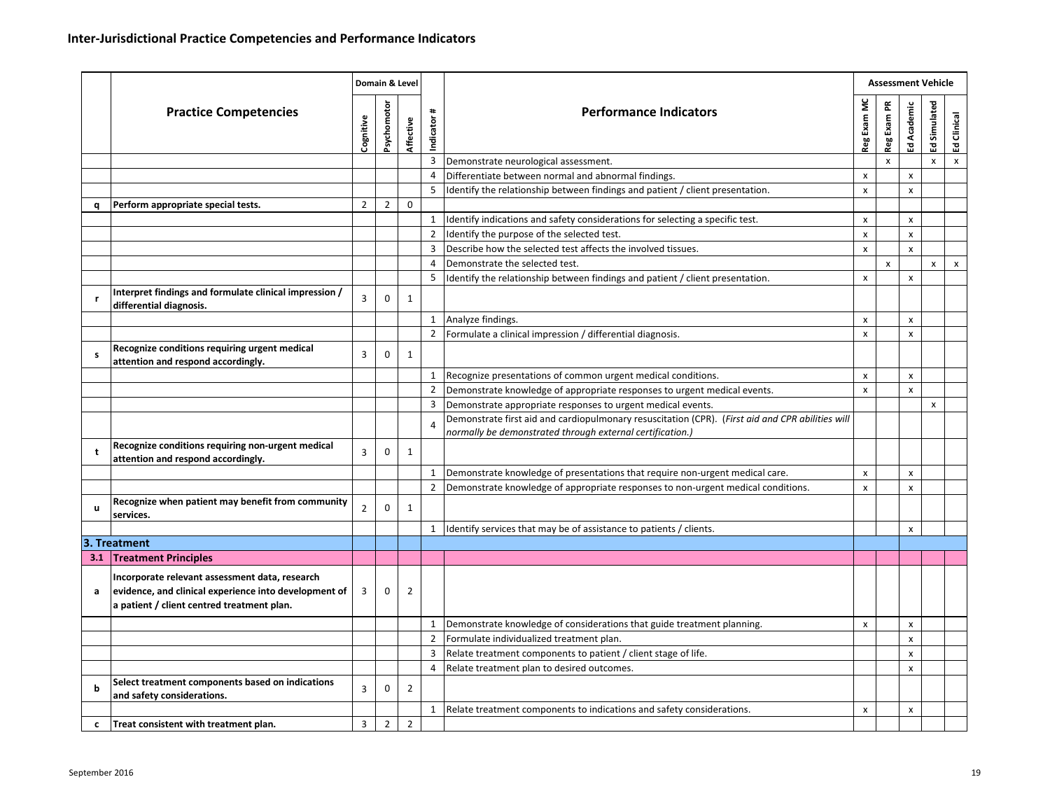## Inter-Jurisdictional Practice Competencies and Performance Indicators

| | Practice Competencies | Domain & Level | | | Indicator # | Performance Indicators | Assessment Vehicle | | | | |
|---|---|---|---|---|---|---|---|---|---|---|---|
| | | Cognitive | Psychomotor | Affective | | | Reg Exam MC | Reg Exam PR | Ed Academic | Ed Simulated | Ed Clinical |
| | | | | | 3 | Demonstrate neurological assessment. | | x | | x | x |
| | | | | | 4 | Differentiate between normal and abnormal findings. | x | | x | | |
| | | | | | 5 | Identify the relationship between findings and patient / client presentation. | x | | x | | |
| **q** | **Perform appropriate special tests.** | 2 | 2 | 0 | | | | | | | |
| | | | | | 1 | Identify indications and safety considerations for selecting a specific test. | x | | x | | |
| | | | | | 2 | Identify the purpose of the selected test. | x | | x | | |
| | | | | | 3 | Describe how the selected test affects the involved tissues. | x | | x | | |
| | | | | | 4 | Demonstrate the selected test. | | x | | x | x |
| | | | | | 5 | Identify the relationship between findings and patient / client presentation. | x | | x | | |
| **r** | **Interpret findings and formulate clinical impression / differential diagnosis.** | 3 | 0 | 1 | | | | | | | |
| | | | | | 1 | Analyze findings. | x | | x | | |
| | | | | | 2 | Formulate a clinical impression / differential diagnosis. | x | | x | | |
| **s** | **Recognize conditions requiring urgent medical attention and respond accordingly.** | 3 | 0 | 1 | | | | | | | |
| | | | | | 1 | Recognize presentations of common urgent medical conditions. | x | | x | | |
| | | | | | 2 | Demonstrate knowledge of appropriate responses to urgent medical events. | x | | x | | |
| | | | | | 3 | Demonstrate appropriate responses to urgent medical events. | | | | x | |
| | | | | | 4 | Demonstrate first aid and cardiopulmonary resuscitation (CPR). (*First aid and CPR abilities will normally be demonstrated through external certification.)* | | | | | |
| **t** | **Recognize conditions requiring non-urgent medical attention and respond accordingly.** | 3 | 0 | 1 | | | | | | | |
| | | | | | 1 | Demonstrate knowledge of presentations that require non-urgent medical care. | x | | x | | |
| | | | | | 2 | Demonstrate knowledge of appropriate responses to non-urgent medical conditions. | x | | x | | |
| **u** | **Recognize when patient may benefit from community services.** | 2 | 0 | 1 | | | | | | | |
| | | | | | 1 | Identify services that may be of assistance to patients / clients. | | | x | | |
| **3. Treatment** | | | | | | | | | | | |
| **3.1** | **Treatment Principles** | | | | | | | | | | |
| **a** | **Incorporate relevant assessment data, research evidence, and clinical experience into development of a patient / client centred treatment plan.** | 3 | 0 | 2 | | | | | | | |
| | | | | | 1 | Demonstrate knowledge of considerations that guide treatment planning. | x | | x | | |
| | | | | | 2 | Formulate individualized treatment plan. | | | x | | |
| | | | | | 3 | Relate treatment components to patient / client stage of life. | | | x | | |
| | | | | | 4 | Relate treatment plan to desired outcomes. | | | x | | |
| **b** | **Select treatment components based on indications and safety considerations.** | 3 | 0 | 2 | | | | | | | |
| | | | | | 1 | Relate treatment components to indications and safety considerations. | x | | x | | |
| **c** | **Treat consistent with treatment plan.** | 3 | 2 | 2 | | | | | | | |

September 2016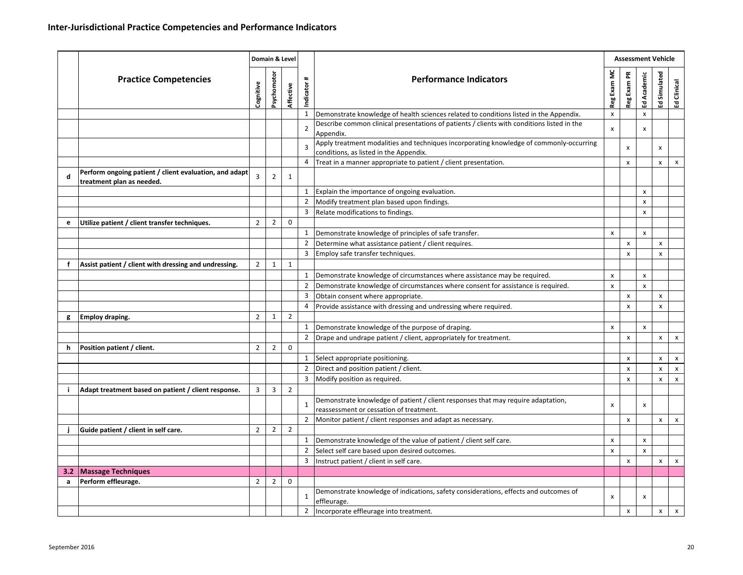## Inter-Jurisdictional Practice Competencies and Performance Indicators

| | Practice Competencies | Domain & Level | | | Indicator # | Performance Indicators | Assessment Vehicle | | | | |
|---|---|---|---|---|---|---|---|---|---|---|---|
| | | Cognitive | Psychomotor | Affective | | | Reg Exam MC | Reg Exam PR | Ed Academic | Ed Simulated | Ed Clinical |
| | | | | | 1 | Demonstrate knowledge of health sciences related to conditions listed in the Appendix. | x | | x | | |
| | | | | | 2 | Describe common clinical presentations of patients / clients with conditions listed in the Appendix. | x | | x | | |
| | | | | | 3 | Apply treatment modalities and techniques incorporating knowledge of commonly-occurring conditions, as listed in the Appendix. | | x | | x | |
| | | | | | 4 | Treat in a manner appropriate to patient / client presentation. | | x | | x | x |
| **d** | **Perform ongoing patient / client evaluation, and adapt treatment plan as needed.** | 3 | 2 | 1 | | | | | | | |
| | | | | | 1 | Explain the importance of ongoing evaluation. | | | x | | |
| | | | | | 2 | Modify treatment plan based upon findings. | | | x | | |
| | | | | | 3 | Relate modifications to findings. | | | x | | |
| **e** | **Utilize patient / client transfer techniques.** | 2 | 2 | 0 | | | | | | | |
| | | | | | 1 | Demonstrate knowledge of principles of safe transfer. | x | | x | | |
| | | | | | 2 | Determine what assistance patient / client requires. | | x | | x | |
| | | | | | 3 | Employ safe transfer techniques. | | x | | x | |
| **f** | **Assist patient / client with dressing and undressing.** | 2 | 1 | 1 | | | | | | | |
| | | | | | 1 | Demonstrate knowledge of circumstances where assistance may be required. | x | | x | | |
| | | | | | 2 | Demonstrate knowledge of circumstances where consent for assistance is required. | x | | x | | |
| | | | | | 3 | Obtain consent where appropriate. | | x | | x | |
| | | | | | 4 | Provide assistance with dressing and undressing where required. | | x | | x | |
| **g** | **Employ draping.** | 2 | 1 | 2 | | | | | | | |
| | | | | | 1 | Demonstrate knowledge of the purpose of draping. | x | | x | | |
| | | | | | 2 | Drape and undrape patient / client, appropriately for treatment. | | x | | x | x |
| **h** | **Position patient / client.** | 2 | 2 | 0 | | | | | | | |
| | | | | | 1 | Select appropriate positioning. | | x | | x | x |
| | | | | | 2 | Direct and position patient / client. | | x | | x | x |
| | | | | | 3 | Modify position as required. | | x | | x | x |
| **i** | **Adapt treatment based on patient / client response.** | 3 | 3 | 2 | | | | | | | |
| | | | | | 1 | Demonstrate knowledge of patient / client responses that may require adaptation, reassessment or cessation of treatment. | x | | x | | |
| | | | | | 2 | Monitor patient / client responses and adapt as necessary. | | x | | x | x |
| **j** | **Guide patient / client in self care.** | 2 | 2 | 2 | | | | | | | |
| | | | | | 1 | Demonstrate knowledge of the value of patient / client self care. | x | | x | | |
| | | | | | 2 | Select self care based upon desired outcomes. | x | | x | | |
| | | | | | 3 | Instruct patient / client in self care. | | x | | x | x |
| **3.2** | **Massage Techniques** | | | | | | | | | | |
| **a** | **Perform effleurage.** | 2 | 2 | 0 | | | | | | | |
| | | | | | 1 | Demonstrate knowledge of indications, safety considerations, effects and outcomes of effleurage. | x | | x | | |
| | | | | | 2 | Incorporate effleurage into treatment. | | x | | x | x |

September 2016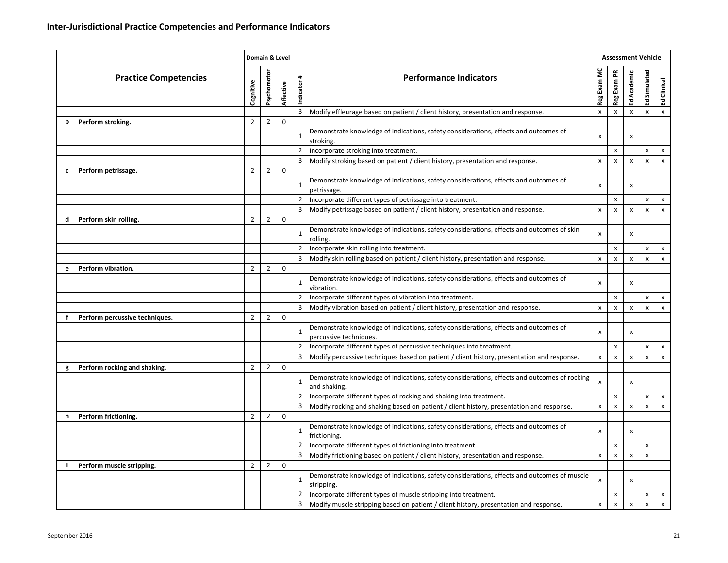## Inter-Jurisdictional Practice Competencies and Performance Indicators

| | Practice Competencies | Domain & Level | | | Indicator # | Performance Indicators | Assessment Vehicle | | | | |
|---|---|---|---|---|---|---|---|---|---|---|---|
| | | Cognitive | Psychomotor | Affective | | | Reg Exam MC | Reg Exam PR | Ed Academic | Ed Simulated | Ed Clinical |
| | | | | | 3 | Modify effleurage based on patient / client history, presentation and response. | x | x | x | x | x |
| **b** | **Perform stroking.** | 2 | 2 | 0 | | | | | | | |
| | | | | | 1 | Demonstrate knowledge of indications, safety considerations, effects and outcomes of stroking. | x | | x | | |
| | | | | | 2 | Incorporate stroking into treatment. | | x | | x | x |
| | | | | | 3 | Modify stroking based on patient / client history, presentation and response. | x | x | x | x | x |
| **c** | **Perform petrissage.** | 2 | 2 | 0 | | | | | | | |
| | | | | | 1 | Demonstrate knowledge of indications, safety considerations, effects and outcomes of petrissage. | x | | x | | |
| | | | | | 2 | Incorporate different types of petrissage into treatment. | | x | | x | x |
| | | | | | 3 | Modify petrissage based on patient / client history, presentation and response. | x | x | x | x | x |
| **d** | **Perform skin rolling.** | 2 | 2 | 0 | | | | | | | |
| | | | | | 1 | Demonstrate knowledge of indications, safety considerations, effects and outcomes of skin rolling. | x | | x | | |
| | | | | | 2 | Incorporate skin rolling into treatment. | | x | | x | x |
| | | | | | 3 | Modify skin rolling based on patient / client history, presentation and response. | x | x | x | x | x |
| **e** | **Perform vibration.** | 2 | 2 | 0 | | | | | | | |
| | | | | | 1 | Demonstrate knowledge of indications, safety considerations, effects and outcomes of vibration. | x | | x | | |
| | | | | | 2 | Incorporate different types of vibration into treatment. | | x | | x | x |
| | | | | | 3 | Modify vibration based on patient / client history, presentation and response. | x | x | x | x | x |
| **f** | **Perform percussive techniques.** | 2 | 2 | 0 | | | | | | | |
| | | | | | 1 | Demonstrate knowledge of indications, safety considerations, effects and outcomes of percussive techniques. | x | | x | | |
| | | | | | 2 | Incorporate different types of percussive techniques into treatment. | | x | | x | x |
| | | | | | 3 | Modify percussive techniques based on patient / client history, presentation and response. | x | x | x | x | x |
| **g** | **Perform rocking and shaking.** | 2 | 2 | 0 | | | | | | | |
| | | | | | 1 | Demonstrate knowledge of indications, safety considerations, effects and outcomes of rocking and shaking. | x | | x | | |
| | | | | | 2 | Incorporate different types of rocking and shaking into treatment. | | x | | x | x |
| | | | | | 3 | Modify rocking and shaking based on patient / client history, presentation and response. | x | x | x | x | x |
| **h** | **Perform frictioning.** | 2 | 2 | 0 | | | | | | | |
| | | | | | 1 | Demonstrate knowledge of indications, safety considerations, effects and outcomes of frictioning. | x | | x | | |
| | | | | | 2 | Incorporate different types of frictioning into treatment. | | x | | x | |
| | | | | | 3 | Modify frictioning based on patient / client history, presentation and response. | x | x | x | x | |
| **i** | **Perform muscle stripping.** | 2 | 2 | 0 | | | | | | | |
| | | | | | 1 | Demonstrate knowledge of indications, safety considerations, effects and outcomes of muscle stripping. | x | | x | | |
| | | | | | 2 | Incorporate different types of muscle stripping into treatment. | | x | | x | x |
| | | | | | 3 | Modify muscle stripping based on patient / client history, presentation and response. | x | x | x | x | x |

September 2016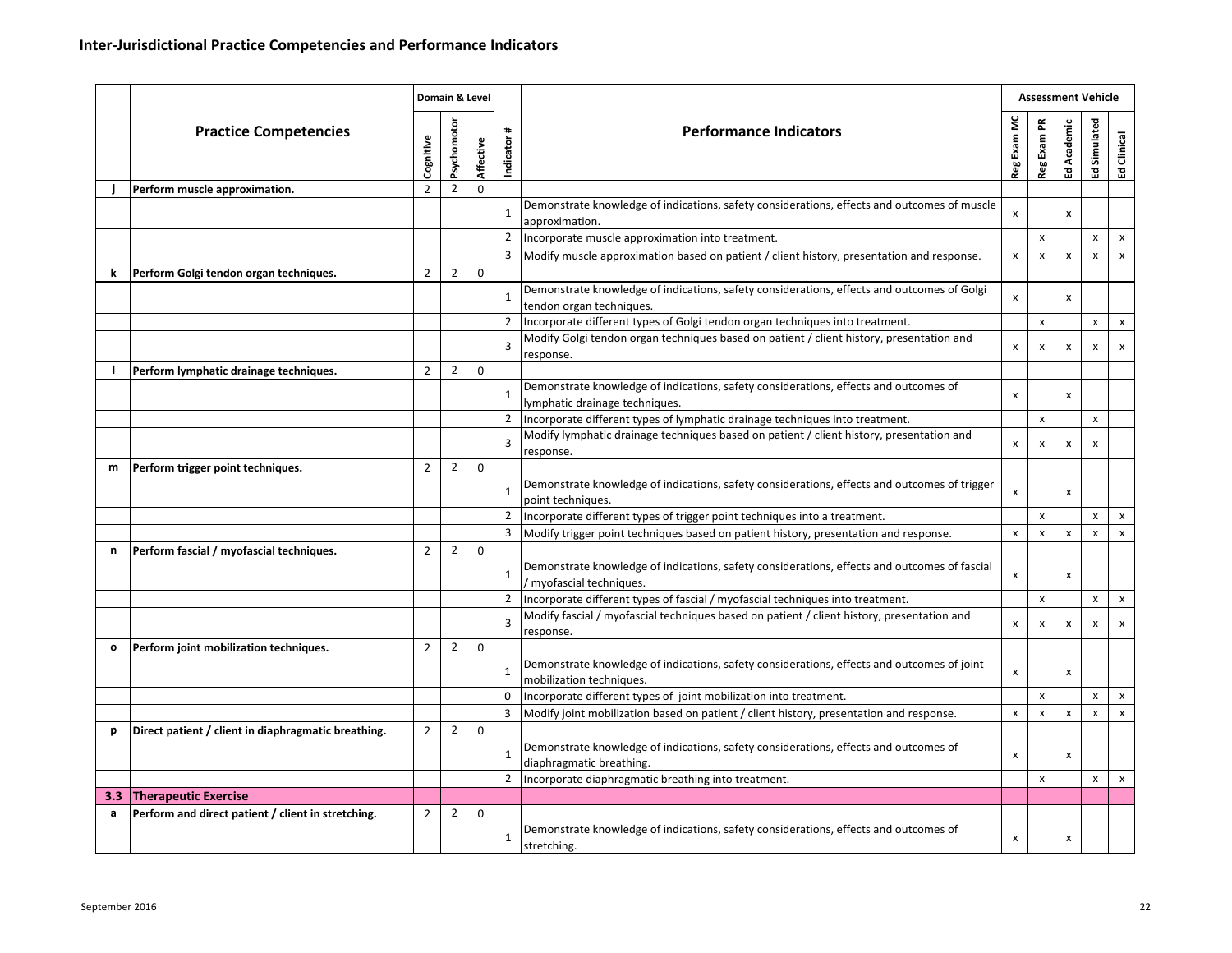## Inter-Jurisdictional Practice Competencies and Performance Indicators

| | Practice Competencies | Domain & Level | | | Indicator # | Performance Indicators | Assessment Vehicle | | | | |
|---|---|---|---|---|---|---|---|---|---|---|---|
| | | Cognitive | Psychomotor | Affective | | | Reg Exam MC | Reg Exam PR | Ed Academic | Ed Simulated | Ed Clinical |
| j | **Perform muscle approximation.** | 2 | 2 | 0 | | | | | | | |
| | | | | | 1 | Demonstrate knowledge of indications, safety considerations, effects and outcomes of muscle approximation. | x | | x | | |
| | | | | | 2 | Incorporate muscle approximation into treatment. | | x | | x | x |
| | | | | | 3 | Modify muscle approximation based on patient / client history, presentation and response. | x | x | x | x | x |
| k | **Perform Golgi tendon organ techniques.** | 2 | 2 | 0 | | | | | | | |
| | | | | | 1 | Demonstrate knowledge of indications, safety considerations, effects and outcomes of Golgi tendon organ techniques. | x | | x | | |
| | | | | | 2 | Incorporate different types of Golgi tendon organ techniques into treatment. | | x | | x | x |
| | | | | | 3 | Modify Golgi tendon organ techniques based on patient / client history, presentation and response. | x | x | x | x | x |
| l | **Perform lymphatic drainage techniques.** | 2 | 2 | 0 | | | | | | | |
| | | | | | 1 | Demonstrate knowledge of indications, safety considerations, effects and outcomes of lymphatic drainage techniques. | x | | x | | |
| | | | | | 2 | Incorporate different types of lymphatic drainage techniques into treatment. | | x | | x | |
| | | | | | 3 | Modify lymphatic drainage techniques based on patient / client history, presentation and response. | x | x | x | x | |
| m | **Perform trigger point techniques.** | 2 | 2 | 0 | | | | | | | |
| | | | | | 1 | Demonstrate knowledge of indications, safety considerations, effects and outcomes of trigger point techniques. | x | | x | | |
| | | | | | 2 | Incorporate different types of trigger point techniques into a treatment. | | x | | x | x |
| | | | | | 3 | Modify trigger point techniques based on patient history, presentation and response. | x | x | x | x | x |
| n | **Perform fascial / myofascial techniques.** | 2 | 2 | 0 | | | | | | | |
| | | | | | 1 | Demonstrate knowledge of indications, safety considerations, effects and outcomes of fascial / myofascial techniques. | x | | x | | |
| | | | | | 2 | Incorporate different types of fascial / myofascial techniques into treatment. | | x | | x | x |
| | | | | | 3 | Modify fascial / myofascial techniques based on patient / client history, presentation and response. | x | x | x | x | x |
| o | **Perform joint mobilization techniques.** | 2 | 2 | 0 | | | | | | | |
| | | | | | 1 | Demonstrate knowledge of indications, safety considerations, effects and outcomes of joint mobilization techniques. | x | | x | | |
| | | | | | 0 | Incorporate different types of joint mobilization into treatment. | | x | | x | x |
| | | | | | 3 | Modify joint mobilization based on patient / client history, presentation and response. | x | x | x | x | x |
| p | **Direct patient / client in diaphragmatic breathing.** | 2 | 2 | 0 | | | | | | | |
| | | | | | 1 | Demonstrate knowledge of indications, safety considerations, effects and outcomes of diaphragmatic breathing. | x | | x | | |
| | | | | | 2 | Incorporate diaphragmatic breathing into treatment. | | x | | x | x |
| **3.3** | **Therapeutic Exercise** | | | | | | | | | | |
| a | **Perform and direct patient / client in stretching.** | 2 | 2 | 0 | | | | | | | |
| | | | | | 1 | Demonstrate knowledge of indications, safety considerations, effects and outcomes of stretching. | x | | x | | |

September 2016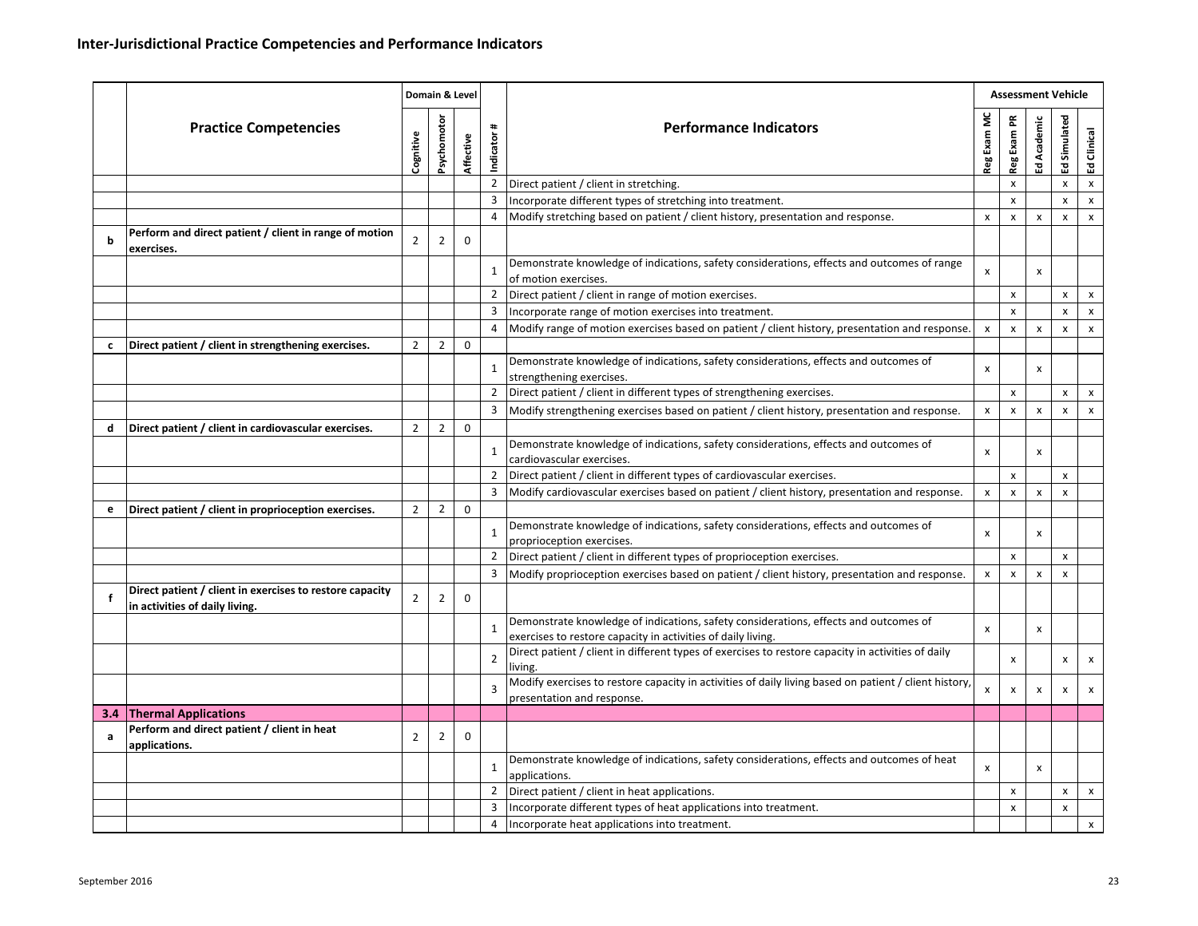## Inter-Jurisdictional Practice Competencies and Performance Indicators

| | Practice Competencies | Domain & Level | | | Indicator # | Performance Indicators | Assessment Vehicle | | | | |
|---|---|---|---|---|---|---|---|---|---|---|---|
| | | Cognitive | Psychomotor | Affective | | | Reg Exam MC | Reg Exam PR | Ed Academic | Ed Simulated | Ed Clinical |
| | | | | | 2 | Direct patient / client in stretching. | | x | | x | x |
| | | | | | 3 | Incorporate different types of stretching into treatment. | | x | | x | x |
| | | | | | 4 | Modify stretching based on patient / client history, presentation and response. | x | x | x | x | x |
| **b** | **Perform and direct patient / client in range of motion exercises.** | 2 | 2 | 0 | | | | | | | |
| | | | | | 1 | Demonstrate knowledge of indications, safety considerations, effects and outcomes of range of motion exercises. | x | | x | | |
| | | | | | 2 | Direct patient / client in range of motion exercises. | | x | | x | x |
| | | | | | 3 | Incorporate range of motion exercises into treatment. | | x | | x | x |
| | | | | | 4 | Modify range of motion exercises based on patient / client history, presentation and response. | x | x | x | x | x |
| **c** | **Direct patient / client in strengthening exercises.** | 2 | 2 | 0 | | | | | | | |
| | | | | | 1 | Demonstrate knowledge of indications, safety considerations, effects and outcomes of strengthening exercises. | x | | x | | |
| | | | | | 2 | Direct patient / client in different types of strengthening exercises. | | x | | x | x |
| | | | | | 3 | Modify strengthening exercises based on patient / client history, presentation and response. | x | x | x | x | x |
| **d** | **Direct patient / client in cardiovascular exercises.** | 2 | 2 | 0 | | | | | | | |
| | | | | | 1 | Demonstrate knowledge of indications, safety considerations, effects and outcomes of cardiovascular exercises. | x | | x | | |
| | | | | | 2 | Direct patient / client in different types of cardiovascular exercises. | | x | | x | |
| | | | | | 3 | Modify cardiovascular exercises based on patient / client history, presentation and response. | x | x | x | x | |
| **e** | **Direct patient / client in proprioception exercises.** | 2 | 2 | 0 | | | | | | | |
| | | | | | 1 | Demonstrate knowledge of indications, safety considerations, effects and outcomes of proprioception exercises. | x | | x | | |
| | | | | | 2 | Direct patient / client in different types of proprioception exercises. | | x | | x | |
| | | | | | 3 | Modify proprioception exercises based on patient / client history, presentation and response. | x | x | x | x | |
| **f** | **Direct patient / client in exercises to restore capacity in activities of daily living.** | 2 | 2 | 0 | | | | | | | |
| | | | | | 1 | Demonstrate knowledge of indications, safety considerations, effects and outcomes of exercises to restore capacity in activities of daily living. | x | | x | | |
| | | | | | 2 | Direct patient / client in different types of exercises to restore capacity in activities of daily living. | | x | | x | x |
| | | | | | 3 | Modify exercises to restore capacity in activities of daily living based on patient / client history, presentation and response. | x | x | x | x | x |
| **3.4** | **Thermal Applications** | | | | | | | | | | |
| **a** | **Perform and direct patient / client in heat applications.** | 2 | 2 | 0 | | | | | | | |
| | | | | | 1 | Demonstrate knowledge of indications, safety considerations, effects and outcomes of heat applications. | x | | x | | |
| | | | | | 2 | Direct patient / client in heat applications. | | x | | x | x |
| | | | | | 3 | Incorporate different types of heat applications into treatment. | | x | | x | |
| | | | | | 4 | Incorporate heat applications into treatment. | | | | | x |

September 2016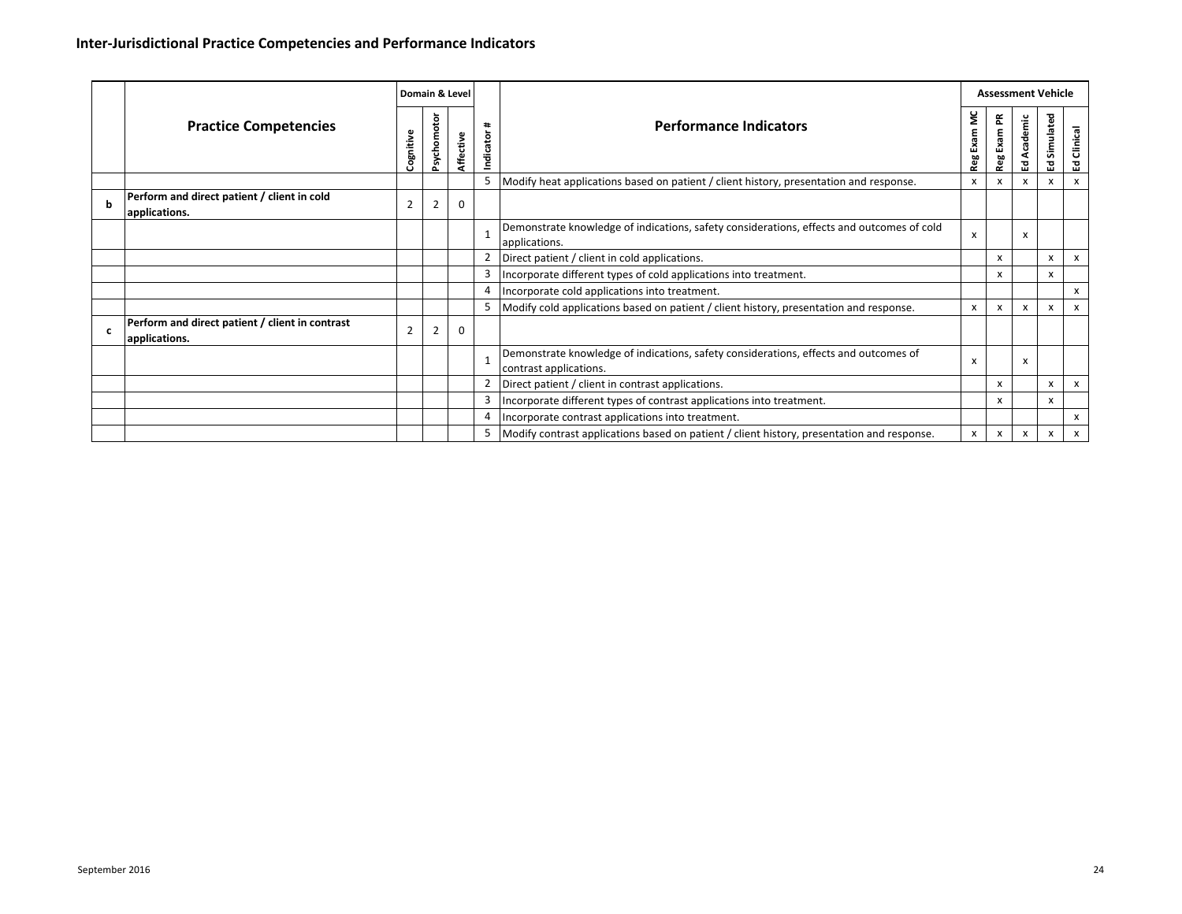## Inter-Jurisdictional Practice Competencies and Performance Indicators

| | Practice Competencies | Domain & Level | | | Indicator # | Performance Indicators | Assessment Vehicle | | | | |
|---|---|---|---|---|---|---|---|---|---|---|---|
| | | Cognitive | Psychomotor | Affective | | | Reg Exam MC | Reg Exam PR | Ed Academic | Ed Simulated | Ed Clinical |
| | | | | | 5 | Modify heat applications based on patient / client history, presentation and response. | x | x | x | x | x |
| **b** | **Perform and direct patient / client in cold applications.** | 2 | 2 | 0 | | | | | | | |
| | | | | | 1 | Demonstrate knowledge of indications, safety considerations, effects and outcomes of cold applications. | x | | x | | |
| | | | | | 2 | Direct patient / client in cold applications. | | x | | x | x |
| | | | | | 3 | Incorporate different types of cold applications into treatment. | | x | | x | |
| | | | | | 4 | Incorporate cold applications into treatment. | | | | | x |
| | | | | | 5 | Modify cold applications based on patient / client history, presentation and response. | x | x | x | x | x |
| **c** | **Perform and direct patient / client in contrast applications.** | 2 | 2 | 0 | | | | | | | |
| | | | | | 1 | Demonstrate knowledge of indications, safety considerations, effects and outcomes of contrast applications. | x | | x | | |
| | | | | | 2 | Direct patient / client in contrast applications. | | x | | x | x |
| | | | | | 3 | Incorporate different types of contrast applications into treatment. | | x | | x | |
| | | | | | 4 | Incorporate contrast applications into treatment. | | | | | x |
| | | | | | 5 | Modify contrast applications based on patient / client history, presentation and response. | x | x | x | x | x |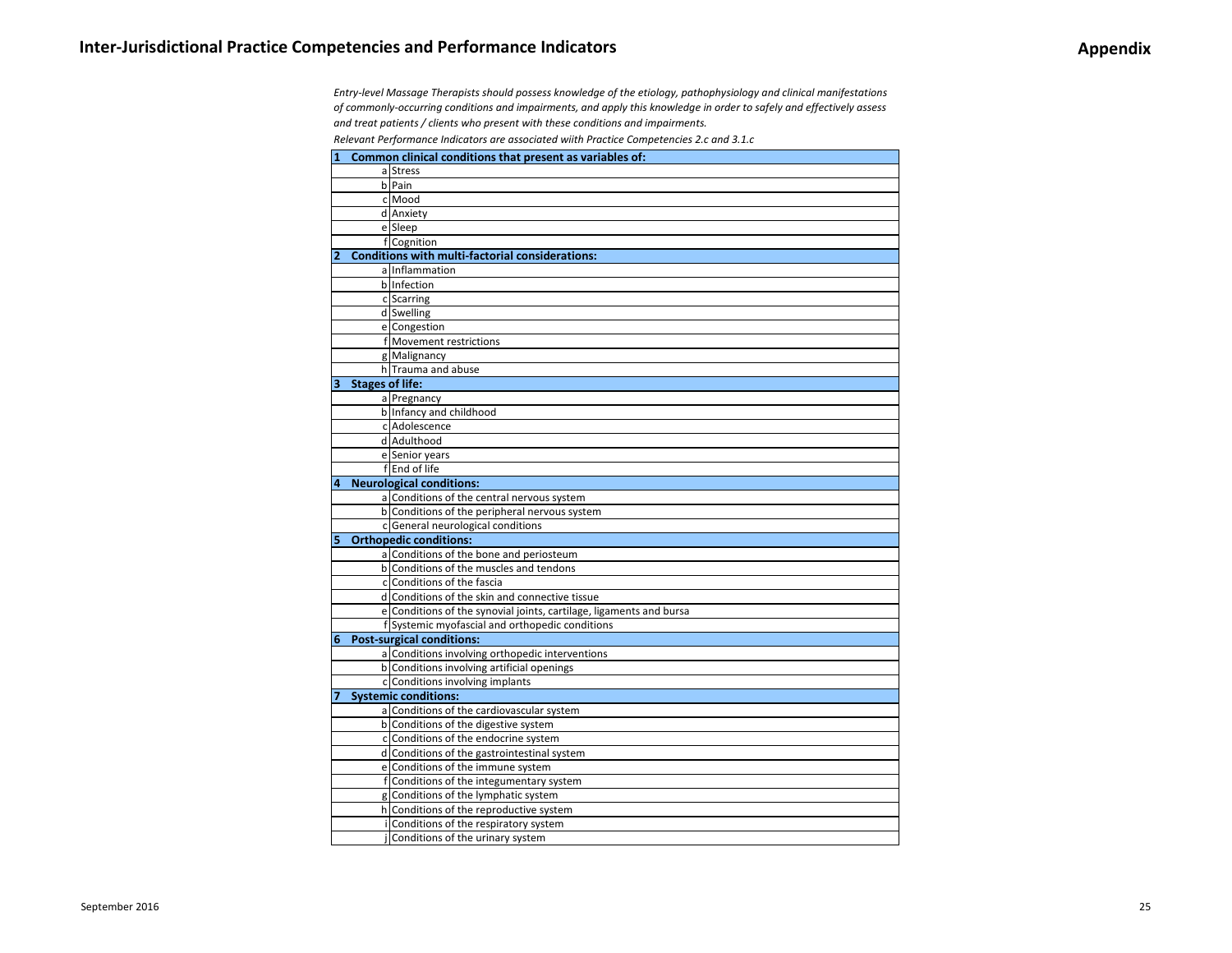*Entry-level Massage Therapists should possess knowledge of the etiology, pathophysiology and clinical manifestations of commonly-occurring conditions and impairments, and apply this knowledge in order to safely and effectively assess and treat patients / clients who present with these conditions and impairments.*

*Relevant Performance Indicators are associated wiith Practice Competencies 2.c and 3.1.c*

| | | |
|---|---|---|
| **1** | **Common clinical conditions that present as variables of:** | |
| | a | Stress |
| | b | Pain |
| | c | Mood |
| | d | Anxiety |
| | e | Sleep |
| | f | Cognition |
| **2** | **Conditions with multi-factorial considerations:** | |
| | a | Inflammation |
| | b | Infection |
| | c | Scarring |
| | d | Swelling |
| | e | Congestion |
| | f | Movement restrictions |
| | g | Malignancy |
| | h | Trauma and abuse |
| **3** | **Stages of life:** | |
| | a | Pregnancy |
| | b | Infancy and childhood |
| | c | Adolescence |
| | d | Adulthood |
| | e | Senior years |
| | f | End of life |
| **4** | **Neurological conditions:** | |
| | a | Conditions of the central nervous system |
| | b | Conditions of the peripheral nervous system |
| | c | General neurological conditions |
| **5** | **Orthopedic conditions:** | |
| | a | Conditions of the bone and periosteum |
| | b | Conditions of the muscles and tendons |
| | c | Conditions of the fascia |
| | d | Conditions of the skin and connective tissue |
| | e | Conditions of the synovial joints, cartilage, ligaments and bursa |
| | f | Systemic myofascial and orthopedic conditions |
| **6** | **Post-surgical conditions:** | |
| | a | Conditions involving orthopedic interventions |
| | b | Conditions involving artificial openings |
| | c | Conditions involving implants |
| **7** | **Systemic conditions:** | |
| | a | Conditions of the cardiovascular system |
| | b | Conditions of the digestive system |
| | c | Conditions of the endocrine system |
| | d | Conditions of the gastrointestinal system |
| | e | Conditions of the immune system |
| | f | Conditions of the integumentary system |
| | g | Conditions of the lymphatic system |
| | h | Conditions of the reproductive system |
| | i | Conditions of the respiratory system |
| | j | Conditions of the urinary system |